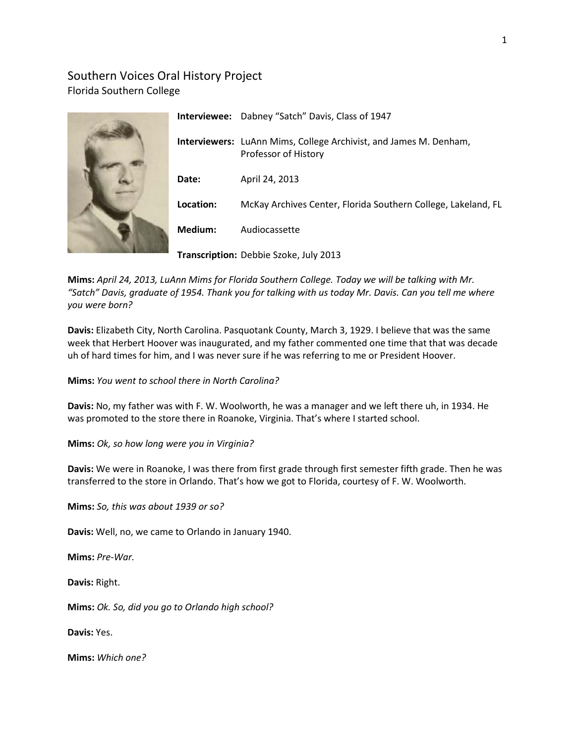# Southern Voices Oral History Project
Florida Southern College

**Interviewee:** Dabney "Satch" Davis, Class of 1947

**Interviewers:** LuAnn Mims, College Archivist, and James M. Denham, Professor of History

**Date:** April 24, 2013

**Location:** McKay Archives Center, Florida Southern College, Lakeland, FL

**Medium:** Audiocassette

**Transcription:** Debbie Szoke, July 2013

**Mims:** *April 24, 2013, LuAnn Mims for Florida Southern College. Today we will be talking with Mr. "Satch" Davis, graduate of 1954. Thank you for talking with us today Mr. Davis. Can you tell me where you were born?*

**Davis:** Elizabeth City, North Carolina. Pasquotank County, March 3, 1929. I believe that was the same week that Herbert Hoover was inaugurated, and my father commented one time that that was decade uh of hard times for him, and I was never sure if he was referring to me or President Hoover.

**Mims:** *You went to school there in North Carolina?*

**Davis:** No, my father was with F. W. Woolworth, he was a manager and we left there uh, in 1934. He was promoted to the store there in Roanoke, Virginia. That's where I started school.

**Mims:** *Ok, so how long were you in Virginia?*

**Davis:** We were in Roanoke, I was there from first grade through first semester fifth grade. Then he was transferred to the store in Orlando. That's how we got to Florida, courtesy of F. W. Woolworth.

**Mims:** *So, this was about 1939 or so?*

**Davis:** Well, no, we came to Orlando in January 1940.

**Mims:** *Pre-War.*

**Davis:** Right.

**Mims:** *Ok. So, did you go to Orlando high school?*

**Davis:** Yes.

**Mims:** *Which one?*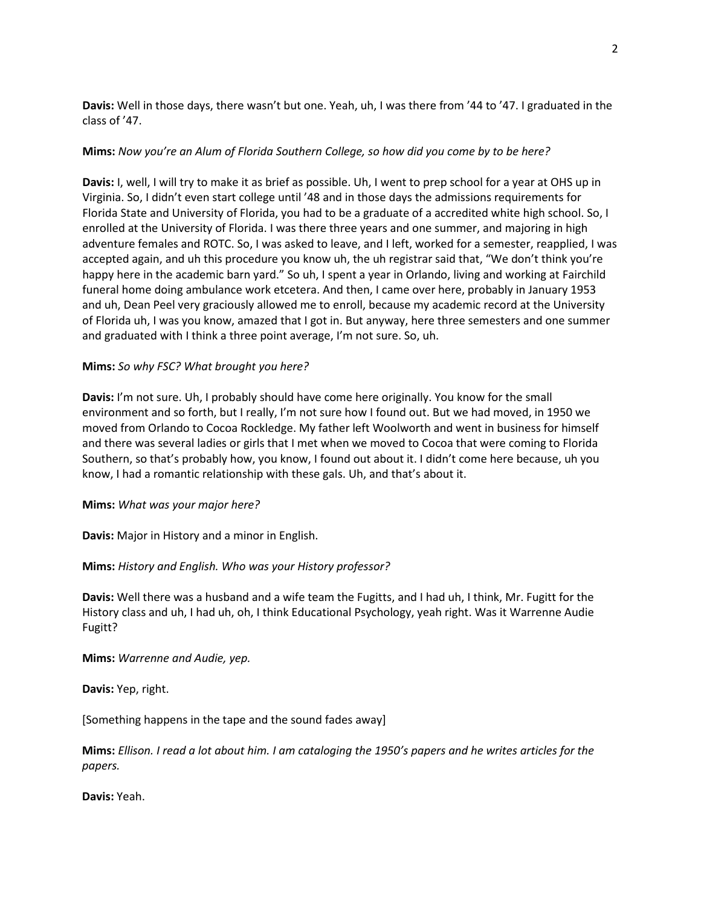**Davis:** Well in those days, there wasn't but one. Yeah, uh, I was there from '44 to '47. I graduated in the class of '47.

**Mims:** *Now you're an Alum of Florida Southern College, so how did you come by to be here?*

**Davis:** I, well, I will try to make it as brief as possible. Uh, I went to prep school for a year at OHS up in Virginia. So, I didn't even start college until '48 and in those days the admissions requirements for Florida State and University of Florida, you had to be a graduate of a accredited white high school. So, I enrolled at the University of Florida. I was there three years and one summer, and majoring in high adventure females and ROTC. So, I was asked to leave, and I left, worked for a semester, reapplied, I was accepted again, and uh this procedure you know uh, the uh registrar said that, "We don't think you're happy here in the academic barn yard." So uh, I spent a year in Orlando, living and working at Fairchild funeral home doing ambulance work etcetera. And then, I came over here, probably in January 1953 and uh, Dean Peel very graciously allowed me to enroll, because my academic record at the University of Florida uh, I was you know, amazed that I got in. But anyway, here three semesters and one summer and graduated with I think a three point average, I'm not sure. So, uh.

**Mims:** *So why FSC? What brought you here?*

**Davis:** I'm not sure. Uh, I probably should have come here originally. You know for the small environment and so forth, but I really, I'm not sure how I found out. But we had moved, in 1950 we moved from Orlando to Cocoa Rockledge. My father left Woolworth and went in business for himself and there was several ladies or girls that I met when we moved to Cocoa that were coming to Florida Southern, so that's probably how, you know, I found out about it. I didn't come here because, uh you know, I had a romantic relationship with these gals. Uh, and that's about it.

**Mims:** *What was your major here?*

**Davis:** Major in History and a minor in English.

**Mims:** *History and English. Who was your History professor?*

**Davis:** Well there was a husband and a wife team the Fugitts, and I had uh, I think, Mr. Fugitt for the History class and uh, I had uh, oh, I think Educational Psychology, yeah right. Was it Warrenne Audie Fugitt?

**Mims:** *Warrenne and Audie, yep.*

**Davis:** Yep, right.

[Something happens in the tape and the sound fades away]

**Mims:** *Ellison. I read a lot about him. I am cataloging the 1950's papers and he writes articles for the papers.*

**Davis:** Yeah.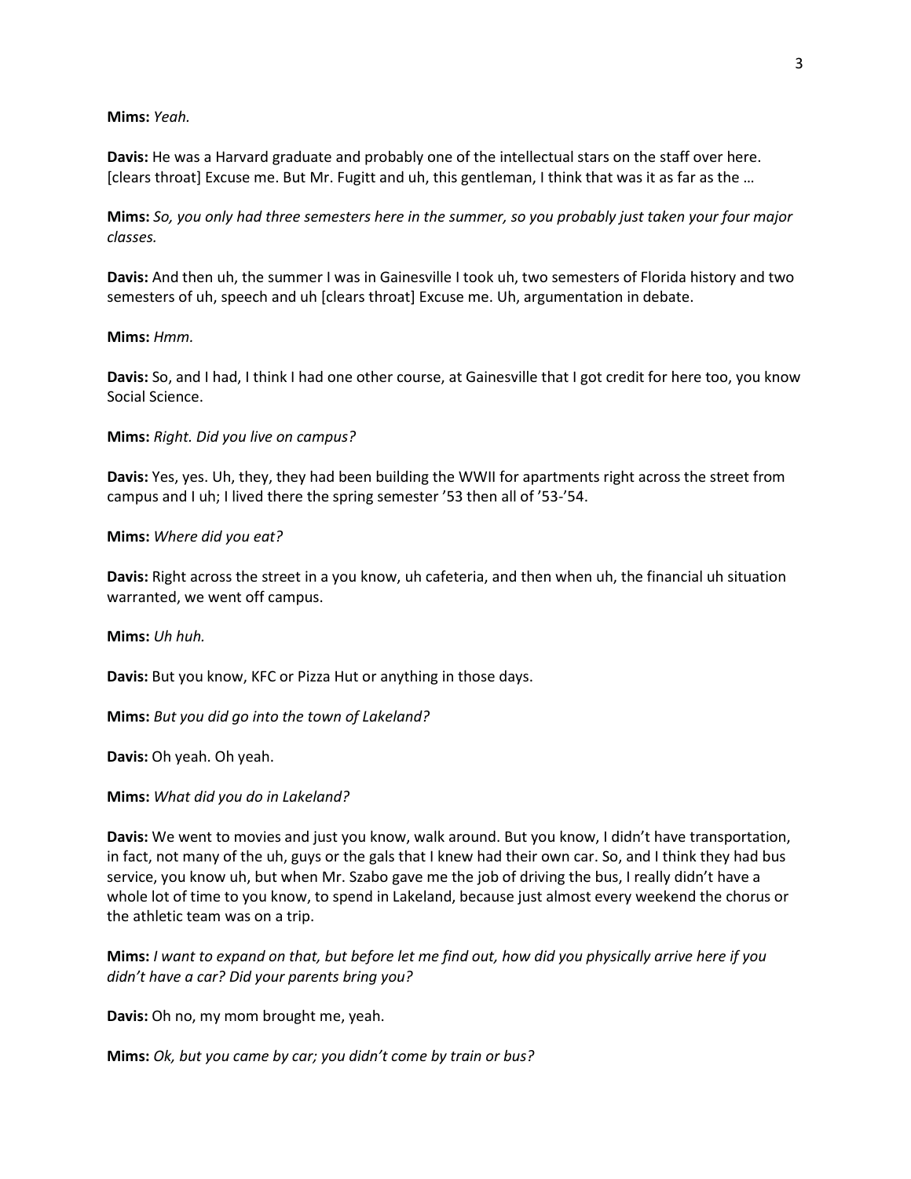**Mims:** *Yeah.*

**Davis:** He was a Harvard graduate and probably one of the intellectual stars on the staff over here. [clears throat] Excuse me. But Mr. Fugitt and uh, this gentleman, I think that was it as far as the …

**Mims:** *So, you only had three semesters here in the summer, so you probably just taken your four major classes.*

**Davis:** And then uh, the summer I was in Gainesville I took uh, two semesters of Florida history and two semesters of uh, speech and uh [clears throat] Excuse me. Uh, argumentation in debate.

**Mims:** *Hmm.*

**Davis:** So, and I had, I think I had one other course, at Gainesville that I got credit for here too, you know Social Science.

**Mims:** *Right. Did you live on campus?*

**Davis:** Yes, yes. Uh, they, they had been building the WWII for apartments right across the street from campus and I uh; I lived there the spring semester '53 then all of '53-'54.

**Mims:** *Where did you eat?*

**Davis:** Right across the street in a you know, uh cafeteria, and then when uh, the financial uh situation warranted, we went off campus.

**Mims:** *Uh huh.*

**Davis:** But you know, KFC or Pizza Hut or anything in those days.

**Mims:** *But you did go into the town of Lakeland?*

**Davis:** Oh yeah. Oh yeah.

**Mims:** *What did you do in Lakeland?*

**Davis:** We went to movies and just you know, walk around. But you know, I didn't have transportation, in fact, not many of the uh, guys or the gals that I knew had their own car. So, and I think they had bus service, you know uh, but when Mr. Szabo gave me the job of driving the bus, I really didn't have a whole lot of time to you know, to spend in Lakeland, because just almost every weekend the chorus or the athletic team was on a trip.

**Mims:** *I want to expand on that, but before let me find out, how did you physically arrive here if you didn't have a car? Did your parents bring you?*

**Davis:** Oh no, my mom brought me, yeah.

**Mims:** *Ok, but you came by car; you didn't come by train or bus?*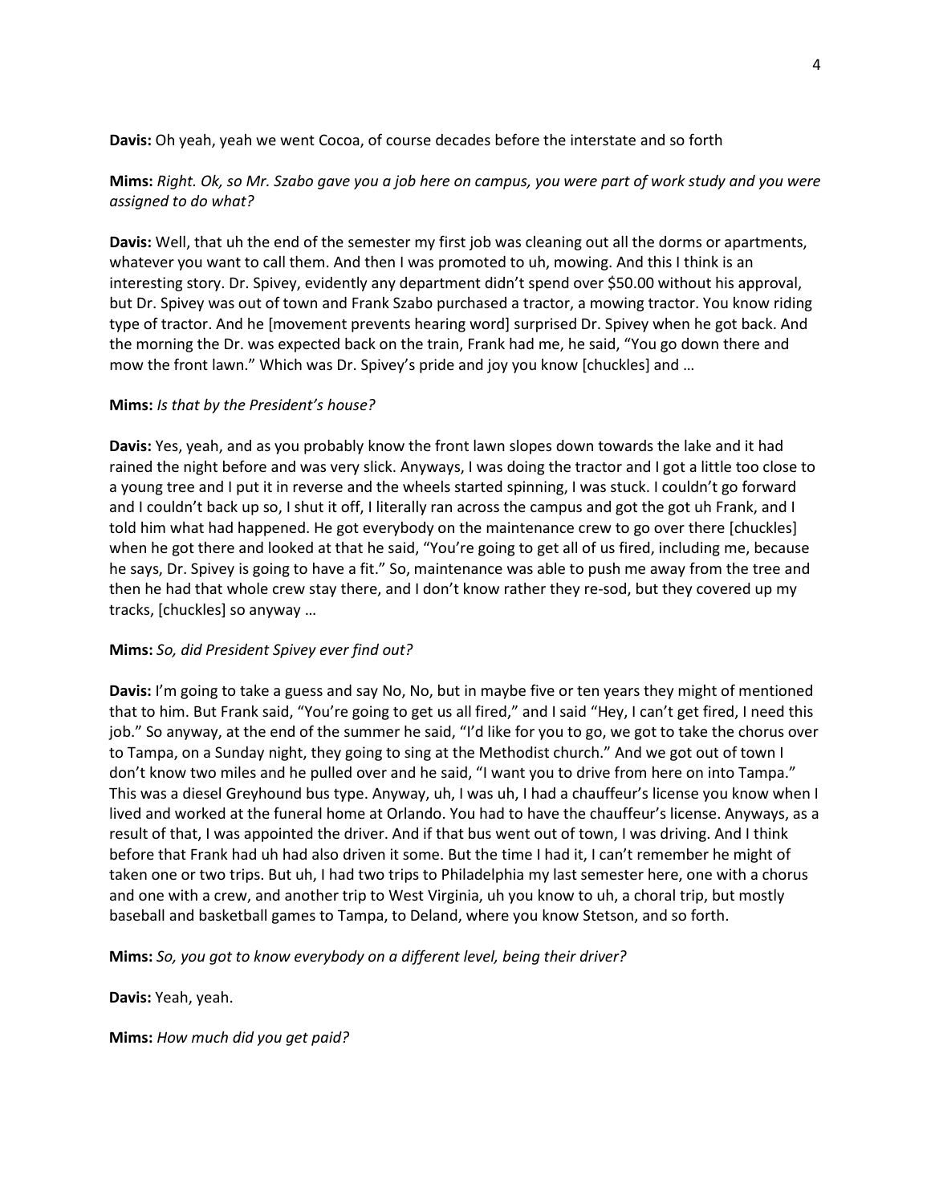**Davis:** Oh yeah, yeah we went Cocoa, of course decades before the interstate and so forth

**Mims:** *Right. Ok, so Mr. Szabo gave you a job here on campus, you were part of work study and you were assigned to do what?*

**Davis:** Well, that uh the end of the semester my first job was cleaning out all the dorms or apartments, whatever you want to call them. And then I was promoted to uh, mowing. And this I think is an interesting story. Dr. Spivey, evidently any department didn't spend over $50.00 without his approval, but Dr. Spivey was out of town and Frank Szabo purchased a tractor, a mowing tractor. You know riding type of tractor. And he [movement prevents hearing word] surprised Dr. Spivey when he got back. And the morning the Dr. was expected back on the train, Frank had me, he said, "You go down there and mow the front lawn." Which was Dr. Spivey's pride and joy you know [chuckles] and …

**Mims:** *Is that by the President's house?*

**Davis:** Yes, yeah, and as you probably know the front lawn slopes down towards the lake and it had rained the night before and was very slick. Anyways, I was doing the tractor and I got a little too close to a young tree and I put it in reverse and the wheels started spinning, I was stuck. I couldn't go forward and I couldn't back up so, I shut it off, I literally ran across the campus and got the got uh Frank, and I told him what had happened. He got everybody on the maintenance crew to go over there [chuckles] when he got there and looked at that he said, "You're going to get all of us fired, including me, because he says, Dr. Spivey is going to have a fit." So, maintenance was able to push me away from the tree and then he had that whole crew stay there, and I don't know rather they re-sod, but they covered up my tracks, [chuckles] so anyway …

**Mims:** *So, did President Spivey ever find out?*

**Davis:** I'm going to take a guess and say No, No, but in maybe five or ten years they might of mentioned that to him. But Frank said, "You're going to get us all fired," and I said "Hey, I can't get fired, I need this job." So anyway, at the end of the summer he said, "I'd like for you to go, we got to take the chorus over to Tampa, on a Sunday night, they going to sing at the Methodist church." And we got out of town I don't know two miles and he pulled over and he said, "I want you to drive from here on into Tampa." This was a diesel Greyhound bus type. Anyway, uh, I was uh, I had a chauffeur's license you know when I lived and worked at the funeral home at Orlando. You had to have the chauffeur's license. Anyways, as a result of that, I was appointed the driver. And if that bus went out of town, I was driving. And I think before that Frank had uh had also driven it some. But the time I had it, I can't remember he might of taken one or two trips. But uh, I had two trips to Philadelphia my last semester here, one with a chorus and one with a crew, and another trip to West Virginia, uh you know to uh, a choral trip, but mostly baseball and basketball games to Tampa, to Deland, where you know Stetson, and so forth.

**Mims:** *So, you got to know everybody on a different level, being their driver?*

**Davis:** Yeah, yeah.

**Mims:** *How much did you get paid?*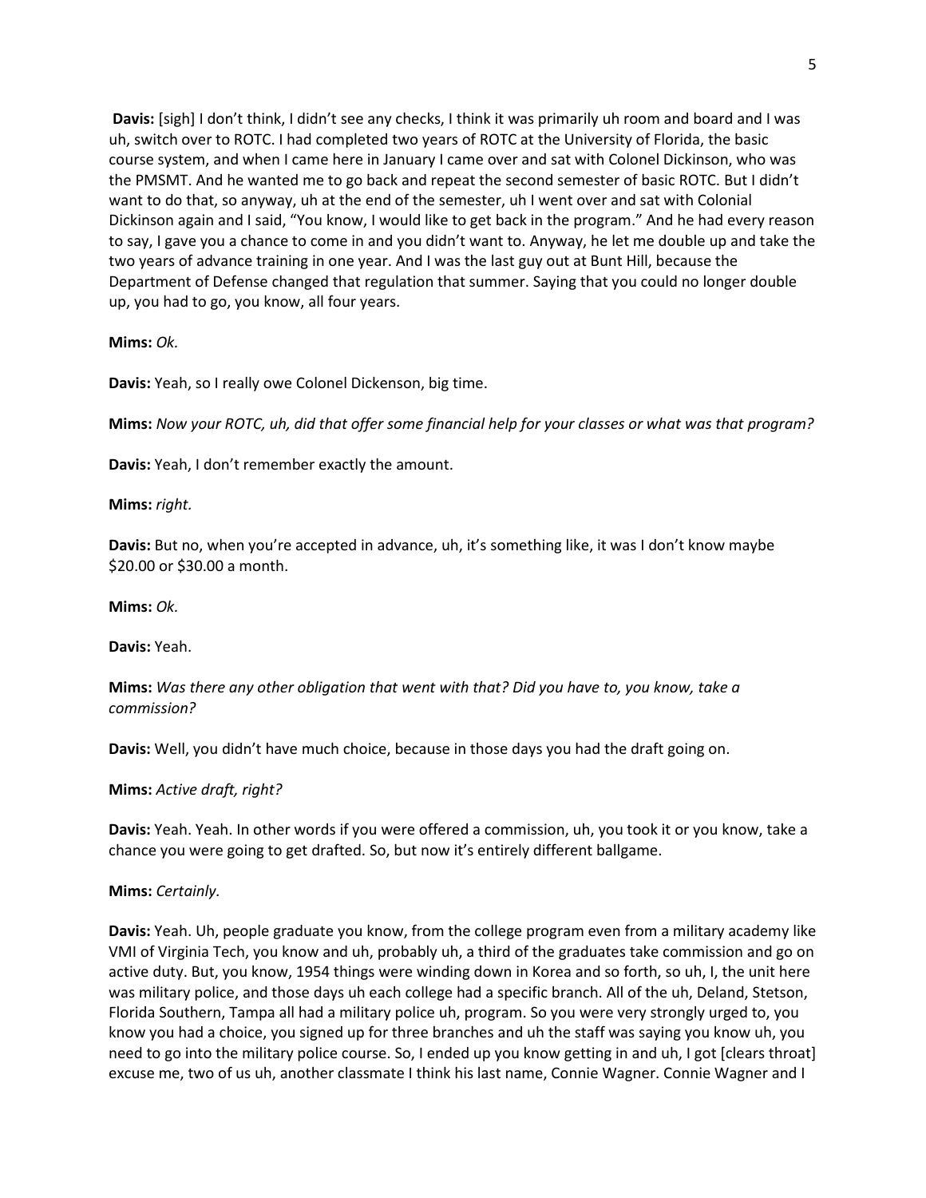**Davis:** [sigh] I don't think, I didn't see any checks, I think it was primarily uh room and board and I was uh, switch over to ROTC. I had completed two years of ROTC at the University of Florida, the basic course system, and when I came here in January I came over and sat with Colonel Dickinson, who was the PMSMT. And he wanted me to go back and repeat the second semester of basic ROTC. But I didn't want to do that, so anyway, uh at the end of the semester, uh I went over and sat with Colonial Dickinson again and I said, "You know, I would like to get back in the program." And he had every reason to say, I gave you a chance to come in and you didn't want to. Anyway, he let me double up and take the two years of advance training in one year. And I was the last guy out at Bunt Hill, because the Department of Defense changed that regulation that summer. Saying that you could no longer double up, you had to go, you know, all four years.

**Mims:** *Ok.*

**Davis:** Yeah, so I really owe Colonel Dickenson, big time.

**Mims:** *Now your ROTC, uh, did that offer some financial help for your classes or what was that program?*

**Davis:** Yeah, I don't remember exactly the amount.

**Mims:** *right.*

**Davis:** But no, when you're accepted in advance, uh, it's something like, it was I don't know maybe $20.00 or $30.00 a month.

**Mims:** *Ok.*

**Davis:** Yeah.

**Mims:** *Was there any other obligation that went with that? Did you have to, you know, take a commission?*

**Davis:** Well, you didn't have much choice, because in those days you had the draft going on.

**Mims:** *Active draft, right?*

**Davis:** Yeah. Yeah. In other words if you were offered a commission, uh, you took it or you know, take a chance you were going to get drafted. So, but now it's entirely different ballgame.

**Mims:** *Certainly.*

**Davis:** Yeah. Uh, people graduate you know, from the college program even from a military academy like VMI of Virginia Tech, you know and uh, probably uh, a third of the graduates take commission and go on active duty. But, you know, 1954 things were winding down in Korea and so forth, so uh, I, the unit here was military police, and those days uh each college had a specific branch. All of the uh, Deland, Stetson, Florida Southern, Tampa all had a military police uh, program. So you were very strongly urged to, you know you had a choice, you signed up for three branches and uh the staff was saying you know uh, you need to go into the military police course. So, I ended up you know getting in and uh, I got [clears throat] excuse me, two of us uh, another classmate I think his last name, Connie Wagner. Connie Wagner and I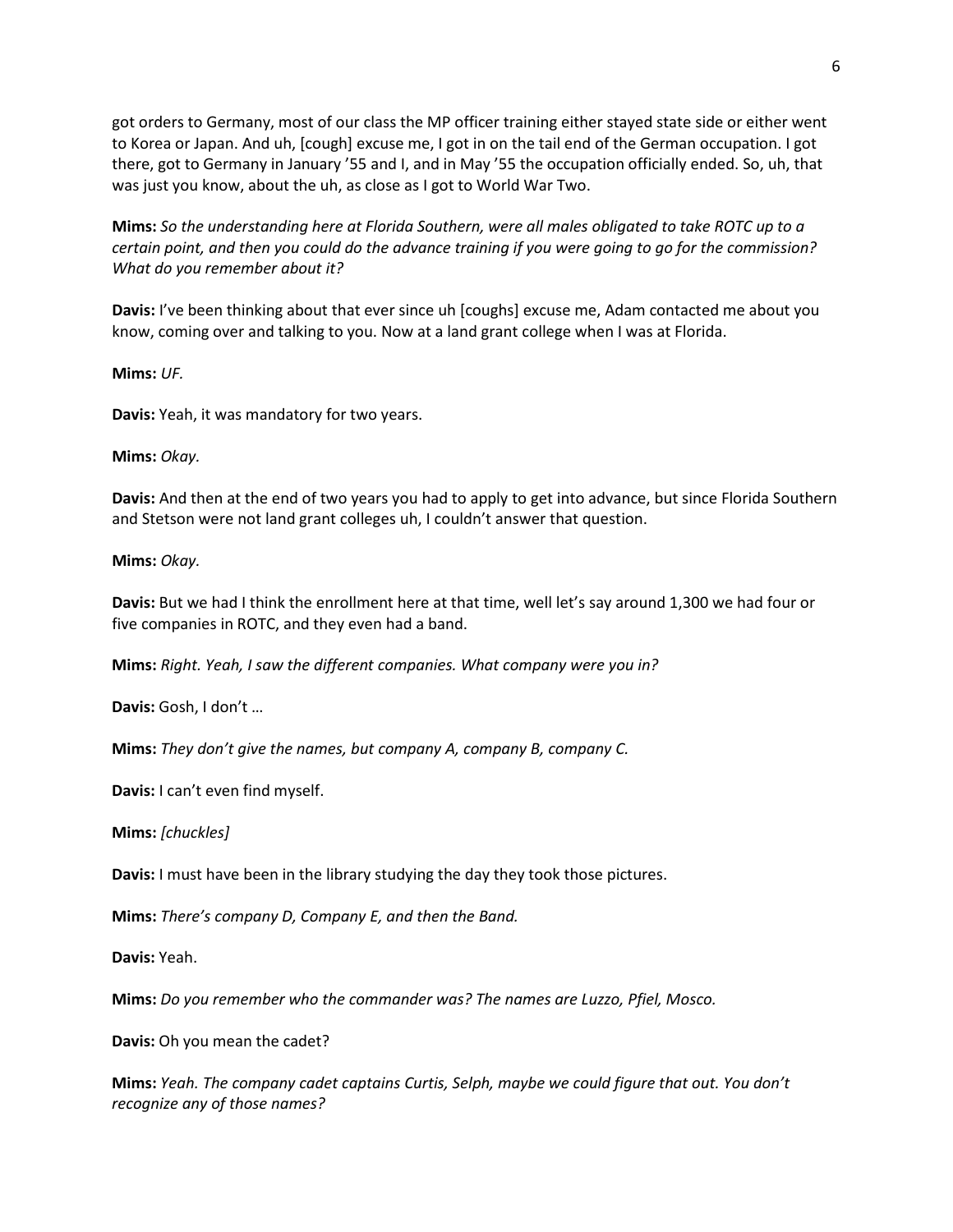got orders to Germany, most of our class the MP officer training either stayed state side or either went to Korea or Japan. And uh, [cough] excuse me, I got in on the tail end of the German occupation. I got there, got to Germany in January '55 and I, and in May '55 the occupation officially ended. So, uh, that was just you know, about the uh, as close as I got to World War Two.

**Mims:** *So the understanding here at Florida Southern, were all males obligated to take ROTC up to a certain point, and then you could do the advance training if you were going to go for the commission? What do you remember about it?*

**Davis:** I've been thinking about that ever since uh [coughs] excuse me, Adam contacted me about you know, coming over and talking to you. Now at a land grant college when I was at Florida.

**Mims:** *UF.*

**Davis:** Yeah, it was mandatory for two years.

**Mims:** *Okay.*

**Davis:** And then at the end of two years you had to apply to get into advance, but since Florida Southern and Stetson were not land grant colleges uh, I couldn't answer that question.

**Mims:** *Okay.*

**Davis:** But we had I think the enrollment here at that time, well let's say around 1,300 we had four or five companies in ROTC, and they even had a band.

**Mims:** *Right. Yeah, I saw the different companies. What company were you in?*

**Davis:** Gosh, I don't …

**Mims:** *They don't give the names, but company A, company B, company C.*

**Davis:** I can't even find myself.

**Mims:** *[chuckles]*

**Davis:** I must have been in the library studying the day they took those pictures.

**Mims:** *There's company D, Company E, and then the Band.*

**Davis:** Yeah.

**Mims:** *Do you remember who the commander was? The names are Luzzo, Pfiel, Mosco.*

**Davis:** Oh you mean the cadet?

**Mims:** *Yeah. The company cadet captains Curtis, Selph, maybe we could figure that out. You don't recognize any of those names?*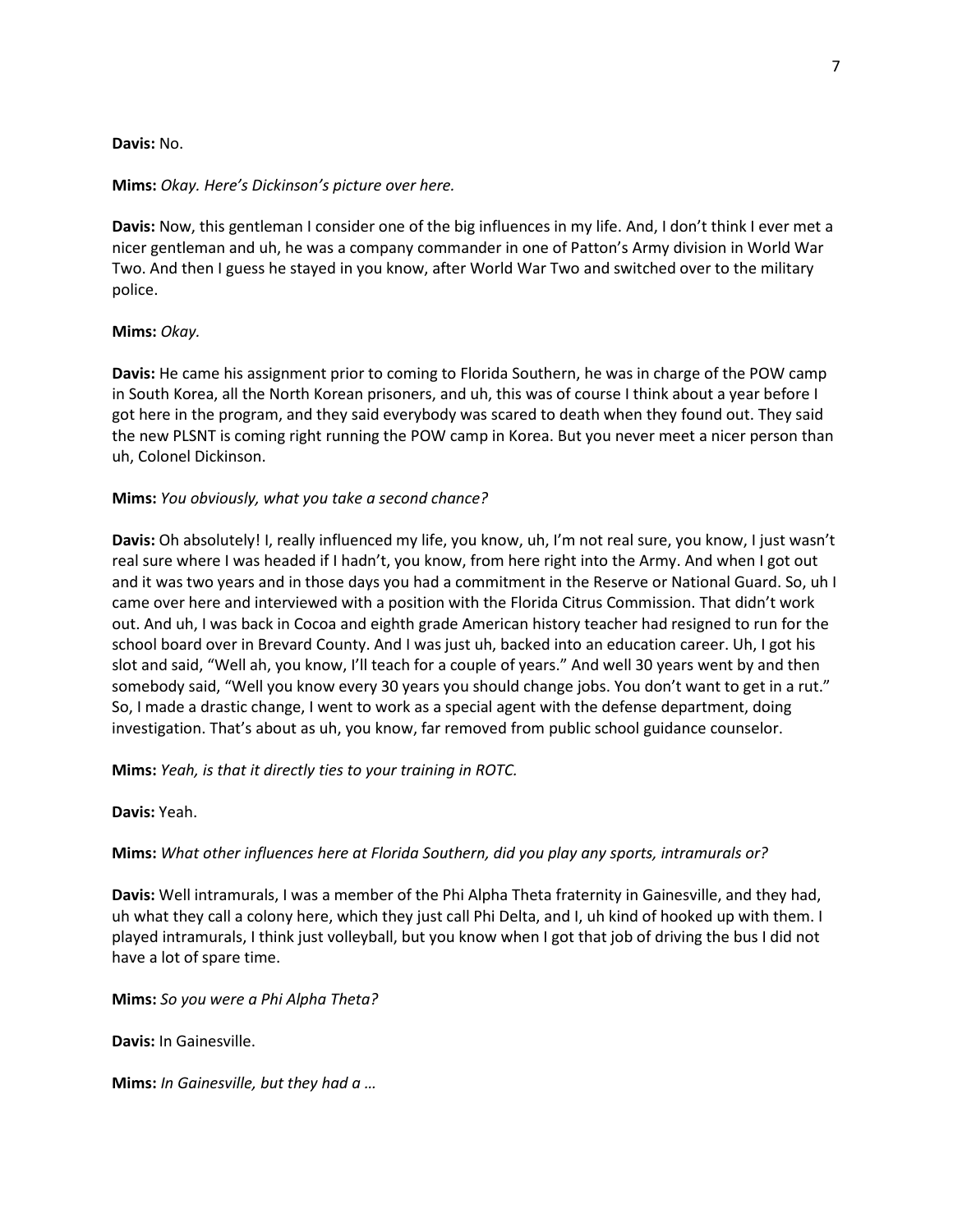**Davis:** No.

**Mims:** *Okay. Here's Dickinson's picture over here.*

**Davis:** Now, this gentleman I consider one of the big influences in my life. And, I don't think I ever met a nicer gentleman and uh, he was a company commander in one of Patton's Army division in World War Two. And then I guess he stayed in you know, after World War Two and switched over to the military police.

**Mims:** *Okay.*

**Davis:** He came his assignment prior to coming to Florida Southern, he was in charge of the POW camp in South Korea, all the North Korean prisoners, and uh, this was of course I think about a year before I got here in the program, and they said everybody was scared to death when they found out. They said the new PLSNT is coming right running the POW camp in Korea. But you never meet a nicer person than uh, Colonel Dickinson.

**Mims:** *You obviously, what you take a second chance?*

**Davis:** Oh absolutely! I, really influenced my life, you know, uh, I'm not real sure, you know, I just wasn't real sure where I was headed if I hadn't, you know, from here right into the Army. And when I got out and it was two years and in those days you had a commitment in the Reserve or National Guard. So, uh I came over here and interviewed with a position with the Florida Citrus Commission. That didn't work out. And uh, I was back in Cocoa and eighth grade American history teacher had resigned to run for the school board over in Brevard County. And I was just uh, backed into an education career. Uh, I got his slot and said, "Well ah, you know, I'll teach for a couple of years." And well 30 years went by and then somebody said, "Well you know every 30 years you should change jobs. You don't want to get in a rut." So, I made a drastic change, I went to work as a special agent with the defense department, doing investigation. That's about as uh, you know, far removed from public school guidance counselor.

**Mims:** *Yeah, is that it directly ties to your training in ROTC.*

**Davis:** Yeah.

**Mims:** *What other influences here at Florida Southern, did you play any sports, intramurals or?*

**Davis:** Well intramurals, I was a member of the Phi Alpha Theta fraternity in Gainesville, and they had, uh what they call a colony here, which they just call Phi Delta, and I, uh kind of hooked up with them. I played intramurals, I think just volleyball, but you know when I got that job of driving the bus I did not have a lot of spare time.

**Mims:** *So you were a Phi Alpha Theta?*

**Davis:** In Gainesville.

**Mims:** *In Gainesville, but they had a …*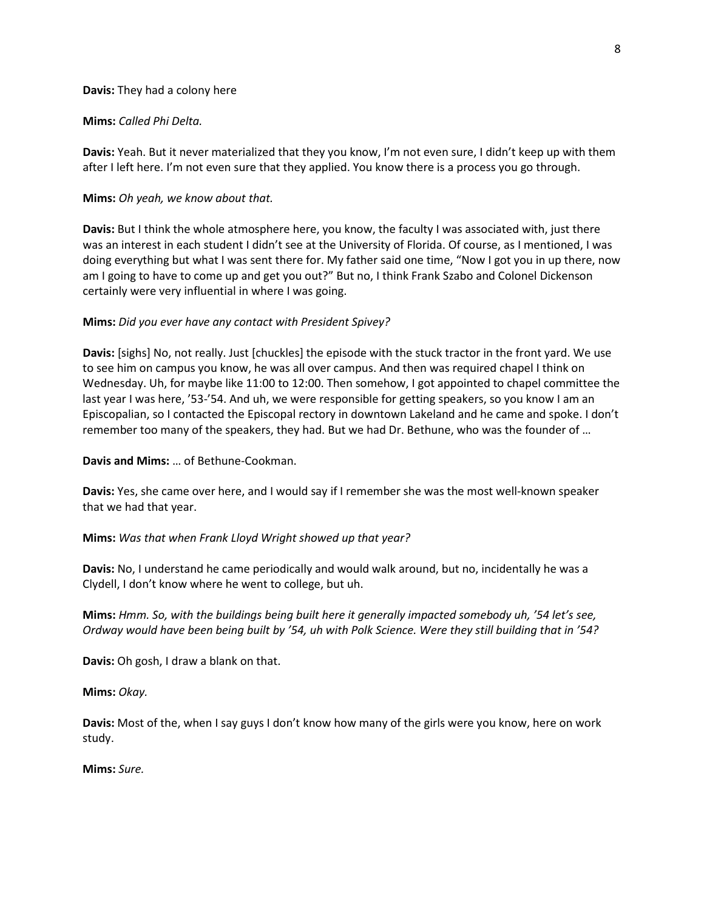**Davis:** They had a colony here

**Mims:** *Called Phi Delta.*

**Davis:** Yeah. But it never materialized that they you know, I'm not even sure, I didn't keep up with them after I left here. I'm not even sure that they applied. You know there is a process you go through.

**Mims:** *Oh yeah, we know about that.*

**Davis:** But I think the whole atmosphere here, you know, the faculty I was associated with, just there was an interest in each student I didn't see at the University of Florida. Of course, as I mentioned, I was doing everything but what I was sent there for. My father said one time, "Now I got you in up there, now am I going to have to come up and get you out?" But no, I think Frank Szabo and Colonel Dickenson certainly were very influential in where I was going.

**Mims:** *Did you ever have any contact with President Spivey?*

**Davis:** [sighs] No, not really. Just [chuckles] the episode with the stuck tractor in the front yard. We use to see him on campus you know, he was all over campus. And then was required chapel I think on Wednesday. Uh, for maybe like 11:00 to 12:00. Then somehow, I got appointed to chapel committee the last year I was here, '53-'54. And uh, we were responsible for getting speakers, so you know I am an Episcopalian, so I contacted the Episcopal rectory in downtown Lakeland and he came and spoke. I don't remember too many of the speakers, they had. But we had Dr. Bethune, who was the founder of …

**Davis and Mims:** … of Bethune-Cookman.

**Davis:** Yes, she came over here, and I would say if I remember she was the most well-known speaker that we had that year.

**Mims:** *Was that when Frank Lloyd Wright showed up that year?*

**Davis:** No, I understand he came periodically and would walk around, but no, incidentally he was a Clydell, I don't know where he went to college, but uh.

**Mims:** *Hmm. So, with the buildings being built here it generally impacted somebody uh, '54 let's see, Ordway would have been being built by '54, uh with Polk Science. Were they still building that in '54?*

**Davis:** Oh gosh, I draw a blank on that.

**Mims:** *Okay.*

**Davis:** Most of the, when I say guys I don't know how many of the girls were you know, here on work study.

**Mims:** *Sure.*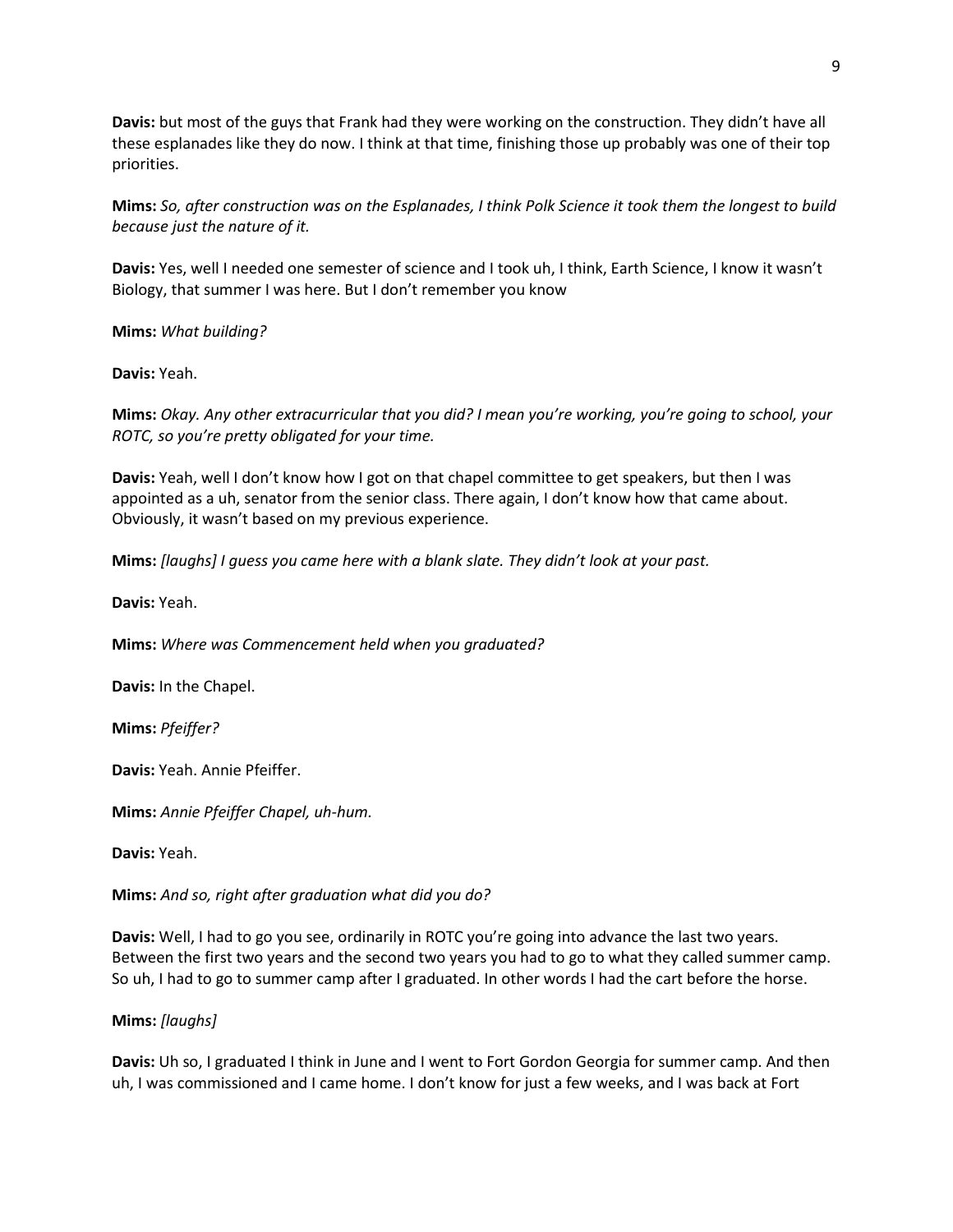**Davis:** but most of the guys that Frank had they were working on the construction. They didn't have all these esplanades like they do now. I think at that time, finishing those up probably was one of their top priorities.

**Mims:** *So, after construction was on the Esplanades, I think Polk Science it took them the longest to build because just the nature of it.*

**Davis:** Yes, well I needed one semester of science and I took uh, I think, Earth Science, I know it wasn't Biology, that summer I was here. But I don't remember you know

**Mims:** *What building?*

**Davis:** Yeah.

**Mims:** *Okay. Any other extracurricular that you did? I mean you're working, you're going to school, your ROTC, so you're pretty obligated for your time.*

**Davis:** Yeah, well I don't know how I got on that chapel committee to get speakers, but then I was appointed as a uh, senator from the senior class. There again, I don't know how that came about. Obviously, it wasn't based on my previous experience.

**Mims:** *[laughs] I guess you came here with a blank slate. They didn't look at your past.*

**Davis:** Yeah.

**Mims:** *Where was Commencement held when you graduated?*

**Davis:** In the Chapel.

**Mims:** *Pfeiffer?*

**Davis:** Yeah. Annie Pfeiffer.

**Mims:** *Annie Pfeiffer Chapel, uh-hum.*

**Davis:** Yeah.

**Mims:** *And so, right after graduation what did you do?*

**Davis:** Well, I had to go you see, ordinarily in ROTC you're going into advance the last two years. Between the first two years and the second two years you had to go to what they called summer camp. So uh, I had to go to summer camp after I graduated. In other words I had the cart before the horse.

**Mims:** *[laughs]*

**Davis:** Uh so, I graduated I think in June and I went to Fort Gordon Georgia for summer camp. And then uh, I was commissioned and I came home. I don't know for just a few weeks, and I was back at Fort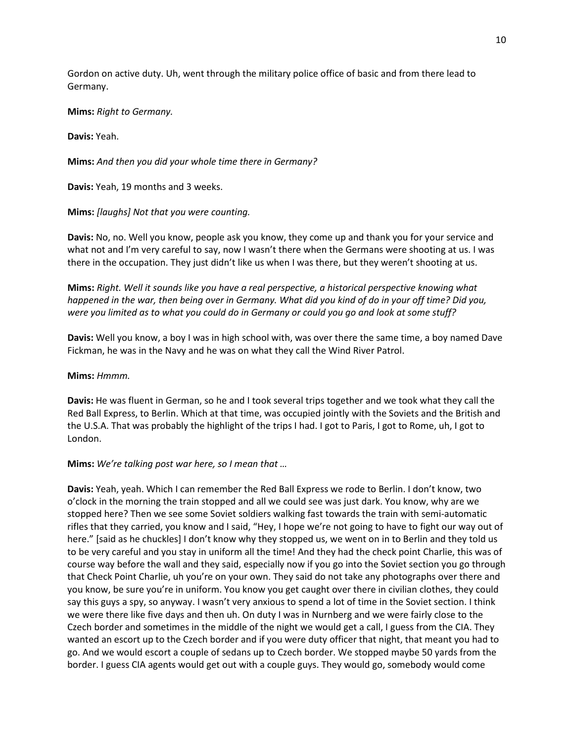Gordon on active duty. Uh, went through the military police office of basic and from there lead to Germany.

**Mims:** *Right to Germany.*

**Davis:** Yeah.

**Mims:** *And then you did your whole time there in Germany?*

**Davis:** Yeah, 19 months and 3 weeks.

**Mims:** *[laughs] Not that you were counting.*

**Davis:** No, no. Well you know, people ask you know, they come up and thank you for your service and what not and I'm very careful to say, now I wasn't there when the Germans were shooting at us. I was there in the occupation. They just didn't like us when I was there, but they weren't shooting at us.

**Mims:** *Right. Well it sounds like you have a real perspective, a historical perspective knowing what happened in the war, then being over in Germany. What did you kind of do in your off time? Did you, were you limited as to what you could do in Germany or could you go and look at some stuff?*

**Davis:** Well you know, a boy I was in high school with, was over there the same time, a boy named Dave Fickman, he was in the Navy and he was on what they call the Wind River Patrol.

**Mims:** *Hmmm.*

**Davis:** He was fluent in German, so he and I took several trips together and we took what they call the Red Ball Express, to Berlin. Which at that time, was occupied jointly with the Soviets and the British and the U.S.A. That was probably the highlight of the trips I had. I got to Paris, I got to Rome, uh, I got to London.

**Mims:** *We're talking post war here, so I mean that …*

**Davis:** Yeah, yeah. Which I can remember the Red Ball Express we rode to Berlin. I don't know, two o'clock in the morning the train stopped and all we could see was just dark. You know, why are we stopped here? Then we see some Soviet soldiers walking fast towards the train with semi-automatic rifles that they carried, you know and I said, "Hey, I hope we're not going to have to fight our way out of here." [said as he chuckles] I don't know why they stopped us, we went on in to Berlin and they told us to be very careful and you stay in uniform all the time! And they had the check point Charlie, this was of course way before the wall and they said, especially now if you go into the Soviet section you go through that Check Point Charlie, uh you're on your own. They said do not take any photographs over there and you know, be sure you're in uniform. You know you get caught over there in civilian clothes, they could say this guys a spy, so anyway. I wasn't very anxious to spend a lot of time in the Soviet section. I think we were there like five days and then uh. On duty I was in Nurnberg and we were fairly close to the Czech border and sometimes in the middle of the night we would get a call, I guess from the CIA. They wanted an escort up to the Czech border and if you were duty officer that night, that meant you had to go. And we would escort a couple of sedans up to Czech border. We stopped maybe 50 yards from the border. I guess CIA agents would get out with a couple guys. They would go, somebody would come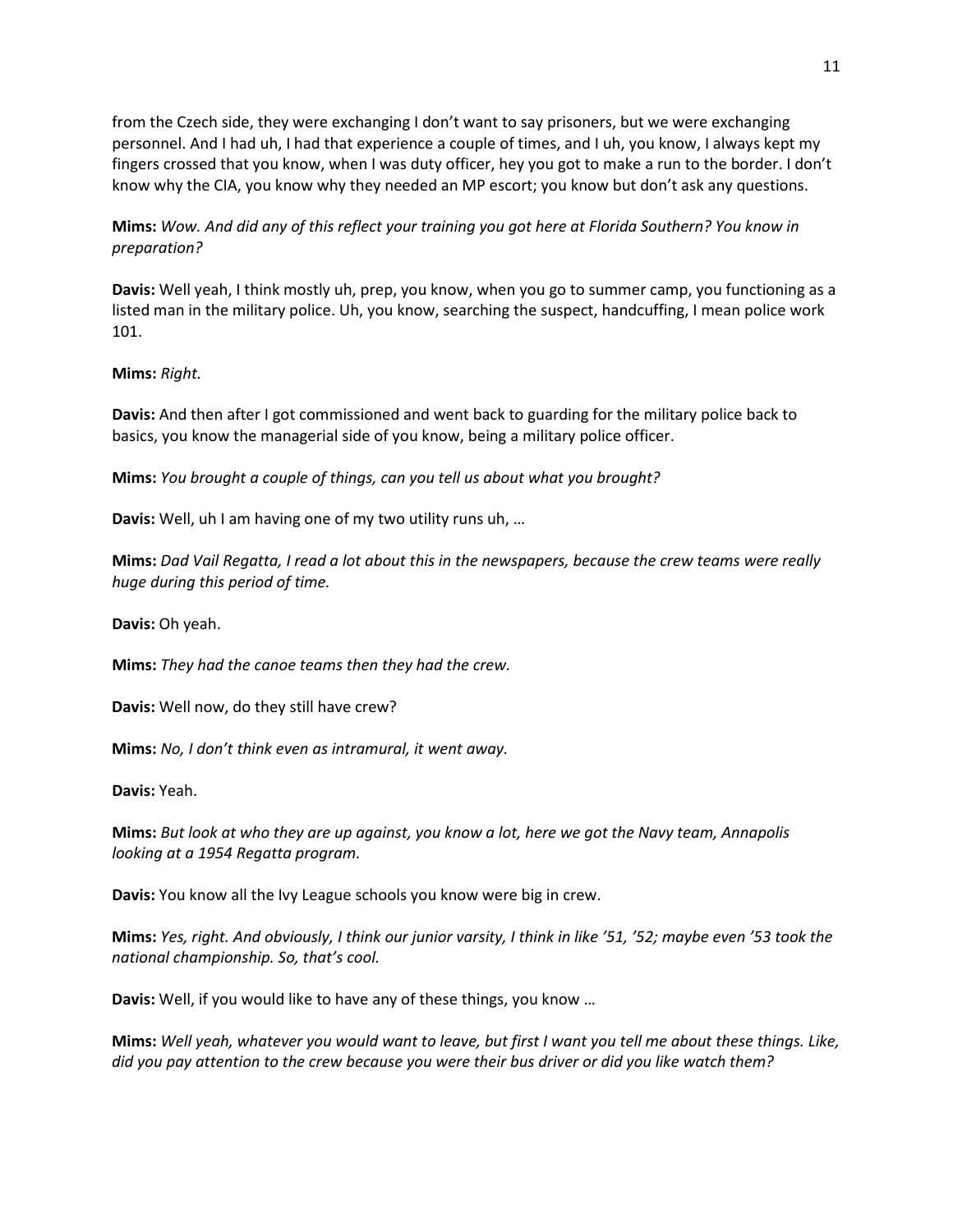from the Czech side, they were exchanging I don't want to say prisoners, but we were exchanging personnel. And I had uh, I had that experience a couple of times, and I uh, you know, I always kept my fingers crossed that you know, when I was duty officer, hey you got to make a run to the border. I don't know why the CIA, you know why they needed an MP escort; you know but don't ask any questions.

**Mims:** *Wow. And did any of this reflect your training you got here at Florida Southern? You know in preparation?*

**Davis:** Well yeah, I think mostly uh, prep, you know, when you go to summer camp, you functioning as a listed man in the military police. Uh, you know, searching the suspect, handcuffing, I mean police work 101.

**Mims:** *Right.*

**Davis:** And then after I got commissioned and went back to guarding for the military police back to basics, you know the managerial side of you know, being a military police officer.

**Mims:** *You brought a couple of things, can you tell us about what you brought?*

**Davis:** Well, uh I am having one of my two utility runs uh, …

**Mims:** *Dad Vail Regatta, I read a lot about this in the newspapers, because the crew teams were really huge during this period of time.*

**Davis:** Oh yeah.

**Mims:** *They had the canoe teams then they had the crew.*

**Davis:** Well now, do they still have crew?

**Mims:** *No, I don't think even as intramural, it went away.*

**Davis:** Yeah.

**Mims:** *But look at who they are up against, you know a lot, here we got the Navy team, Annapolis looking at a 1954 Regatta program.*

**Davis:** You know all the Ivy League schools you know were big in crew.

**Mims:** *Yes, right. And obviously, I think our junior varsity, I think in like '51, '52; maybe even '53 took the national championship. So, that's cool.*

**Davis:** Well, if you would like to have any of these things, you know …

**Mims:** *Well yeah, whatever you would want to leave, but first I want you tell me about these things. Like, did you pay attention to the crew because you were their bus driver or did you like watch them?*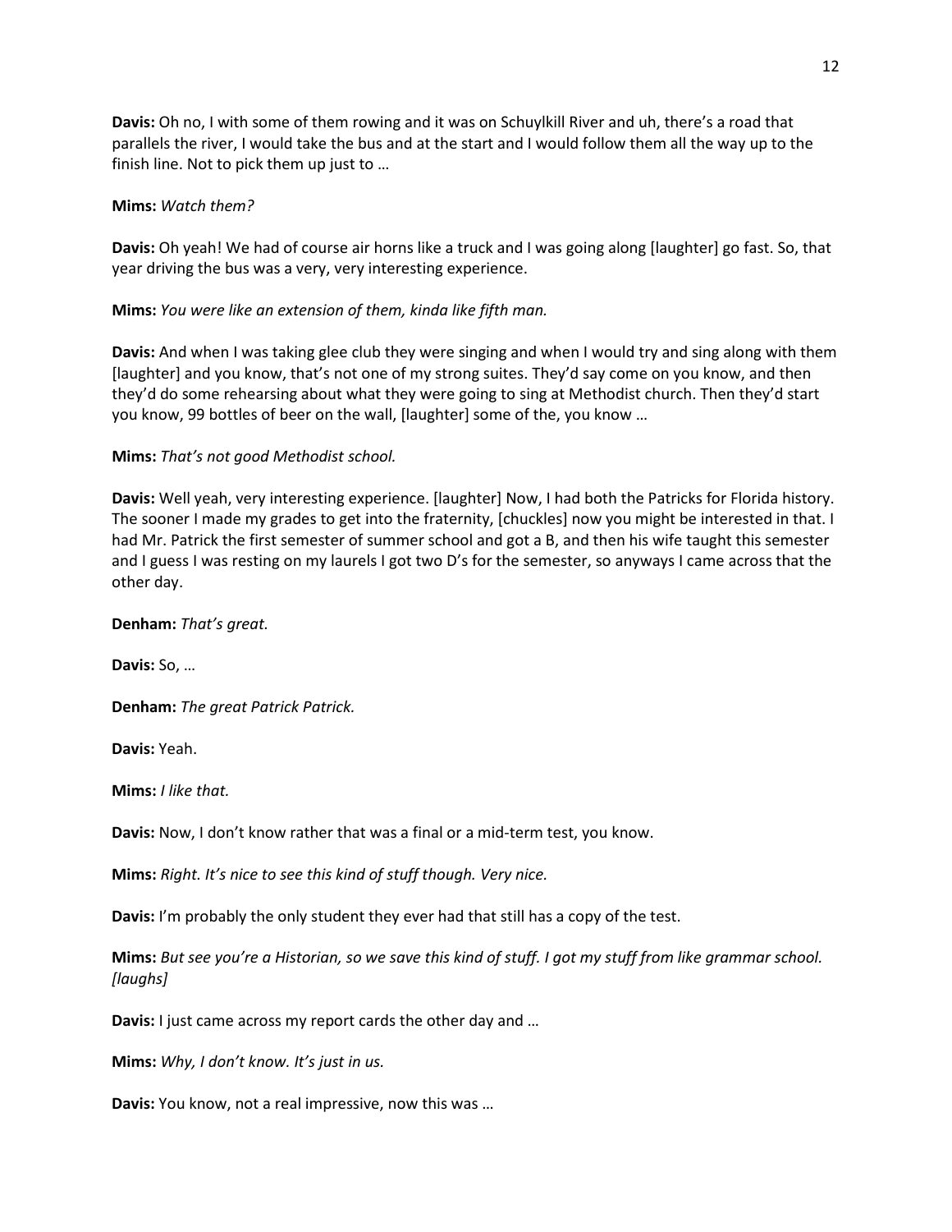**Davis:** Oh no, I with some of them rowing and it was on Schuylkill River and uh, there's a road that parallels the river, I would take the bus and at the start and I would follow them all the way up to the finish line. Not to pick them up just to …

**Mims:** *Watch them?*

**Davis:** Oh yeah! We had of course air horns like a truck and I was going along [laughter] go fast. So, that year driving the bus was a very, very interesting experience.

**Mims:** *You were like an extension of them, kinda like fifth man.*

**Davis:** And when I was taking glee club they were singing and when I would try and sing along with them [laughter] and you know, that's not one of my strong suites. They'd say come on you know, and then they'd do some rehearsing about what they were going to sing at Methodist church. Then they'd start you know, 99 bottles of beer on the wall, [laughter] some of the, you know …

**Mims:** *That's not good Methodist school.*

**Davis:** Well yeah, very interesting experience. [laughter] Now, I had both the Patricks for Florida history. The sooner I made my grades to get into the fraternity, [chuckles] now you might be interested in that. I had Mr. Patrick the first semester of summer school and got a B, and then his wife taught this semester and I guess I was resting on my laurels I got two D's for the semester, so anyways I came across that the other day.

**Denham:** *That's great.*

**Davis:** So, …

**Denham:** *The great Patrick Patrick.*

**Davis:** Yeah.

**Mims:** *I like that.*

**Davis:** Now, I don't know rather that was a final or a mid-term test, you know.

**Mims:** *Right. It's nice to see this kind of stuff though. Very nice.*

**Davis:** I'm probably the only student they ever had that still has a copy of the test.

**Mims:** *But see you're a Historian, so we save this kind of stuff. I got my stuff from like grammar school. [laughs]*

**Davis:** I just came across my report cards the other day and …

**Mims:** *Why, I don't know. It's just in us.*

**Davis:** You know, not a real impressive, now this was …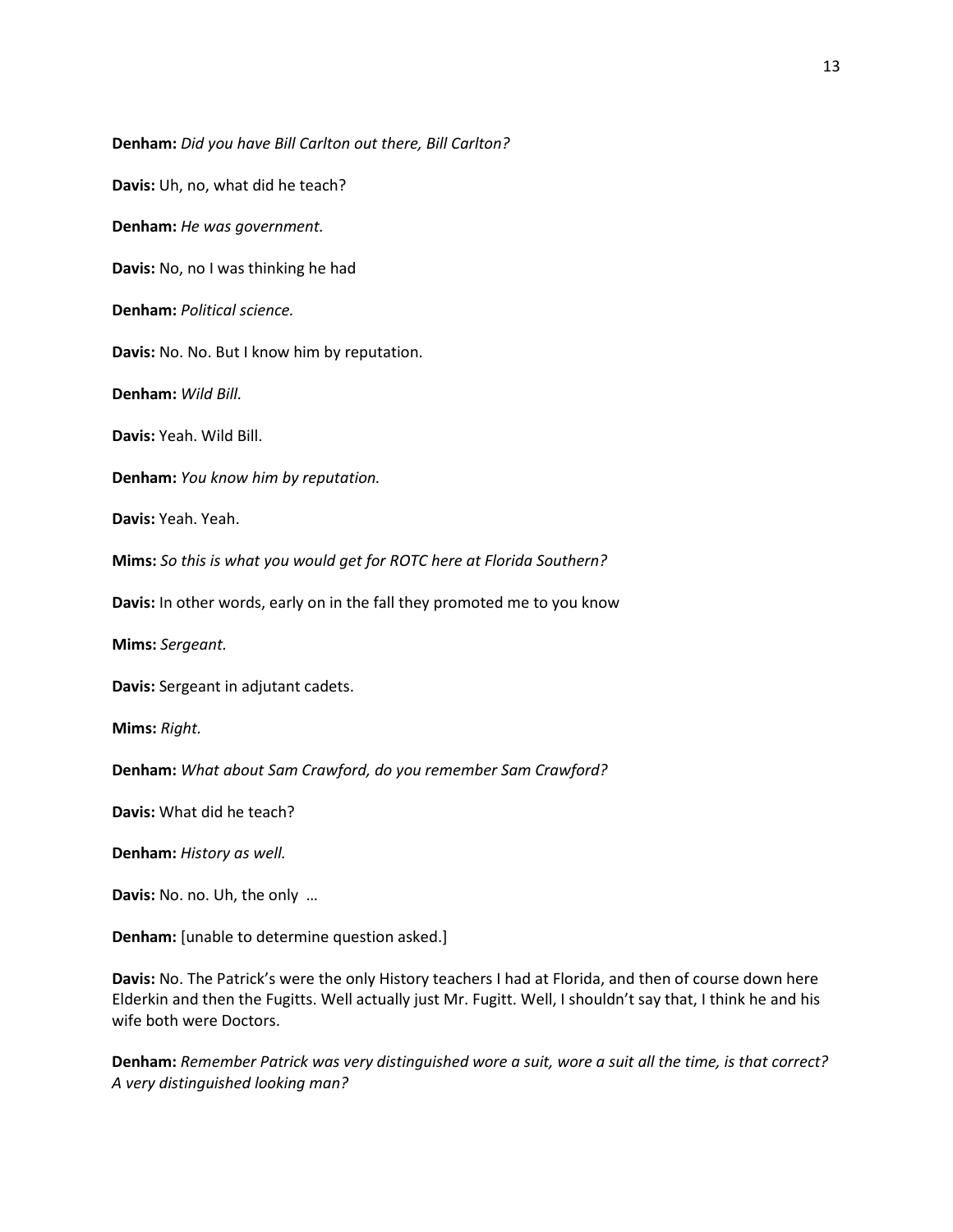**Denham:** *Did you have Bill Carlton out there, Bill Carlton?*

**Davis:** Uh, no, what did he teach?

**Denham:** *He was government.*

**Davis:** No, no I was thinking he had

**Denham:** *Political science.*

**Davis:** No. No. But I know him by reputation.

**Denham:** *Wild Bill.*

**Davis:** Yeah. Wild Bill.

**Denham:** *You know him by reputation.*

**Davis:** Yeah. Yeah.

**Mims:** *So this is what you would get for ROTC here at Florida Southern?*

**Davis:** In other words, early on in the fall they promoted me to you know

**Mims:** *Sergeant.*

**Davis:** Sergeant in adjutant cadets.

**Mims:** *Right.*

**Denham:** *What about Sam Crawford, do you remember Sam Crawford?*

**Davis:** What did he teach?

**Denham:** *History as well.*

**Davis:** No. no. Uh, the only …

**Denham:** [unable to determine question asked.]

**Davis:** No. The Patrick's were the only History teachers I had at Florida, and then of course down here Elderkin and then the Fugitts. Well actually just Mr. Fugitt. Well, I shouldn't say that, I think he and his wife both were Doctors.

**Denham:** *Remember Patrick was very distinguished wore a suit, wore a suit all the time, is that correct? A very distinguished looking man?*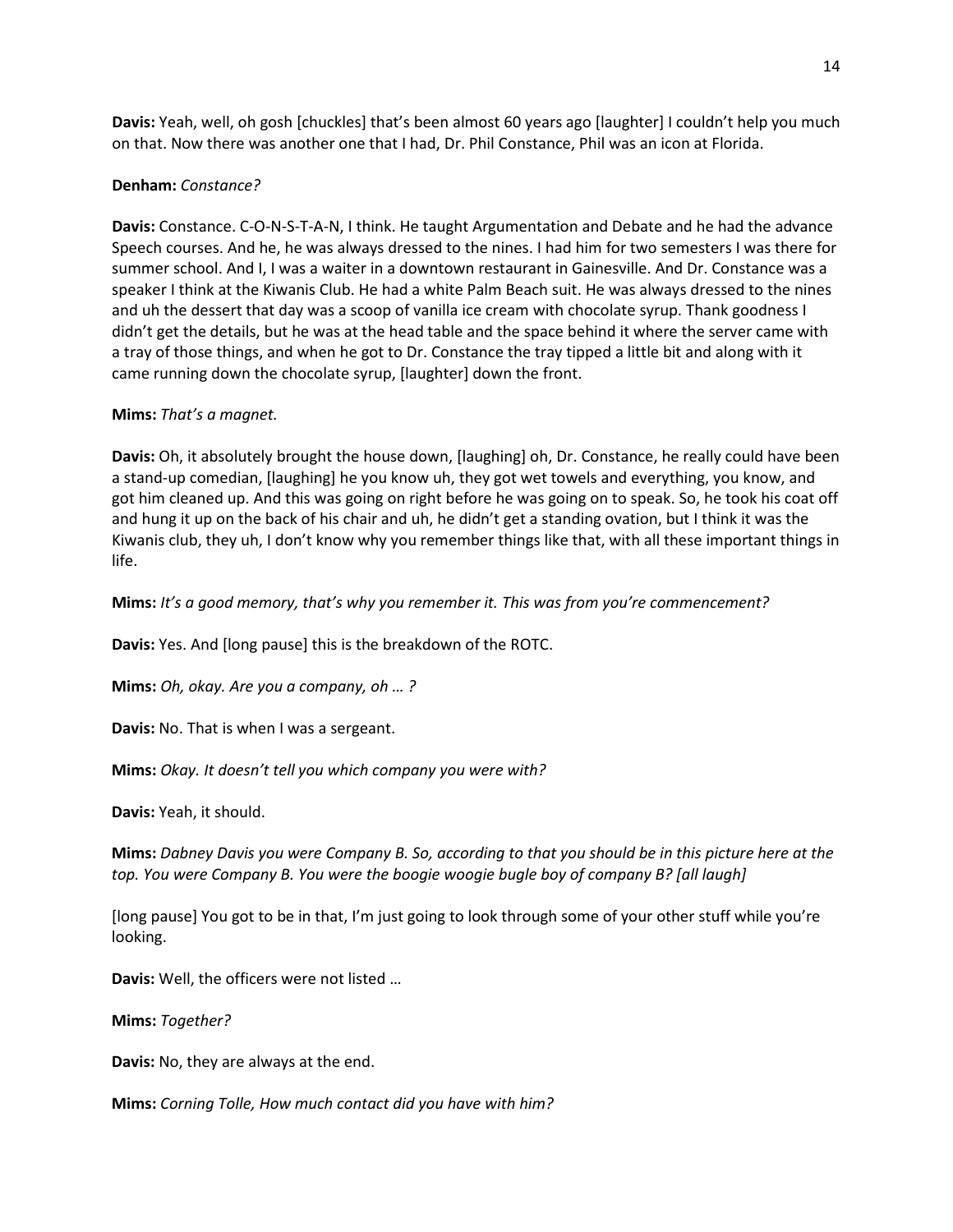**Davis:** Yeah, well, oh gosh [chuckles] that's been almost 60 years ago [laughter] I couldn't help you much on that. Now there was another one that I had, Dr. Phil Constance, Phil was an icon at Florida.

**Denham:** *Constance?*

**Davis:** Constance. C-O-N-S-T-A-N, I think. He taught Argumentation and Debate and he had the advance Speech courses. And he, he was always dressed to the nines. I had him for two semesters I was there for summer school. And I, I was a waiter in a downtown restaurant in Gainesville. And Dr. Constance was a speaker I think at the Kiwanis Club. He had a white Palm Beach suit. He was always dressed to the nines and uh the dessert that day was a scoop of vanilla ice cream with chocolate syrup. Thank goodness I didn't get the details, but he was at the head table and the space behind it where the server came with a tray of those things, and when he got to Dr. Constance the tray tipped a little bit and along with it came running down the chocolate syrup, [laughter] down the front.

**Mims:** *That's a magnet.*

**Davis:** Oh, it absolutely brought the house down, [laughing] oh, Dr. Constance, he really could have been a stand-up comedian, [laughing] he you know uh, they got wet towels and everything, you know, and got him cleaned up. And this was going on right before he was going on to speak. So, he took his coat off and hung it up on the back of his chair and uh, he didn't get a standing ovation, but I think it was the Kiwanis club, they uh, I don't know why you remember things like that, with all these important things in life.

**Mims:** *It's a good memory, that's why you remember it. This was from you're commencement?*

**Davis:** Yes. And [long pause] this is the breakdown of the ROTC.

**Mims:** *Oh, okay. Are you a company, oh … ?*

**Davis:** No. That is when I was a sergeant.

**Mims:** *Okay. It doesn't tell you which company you were with?*

**Davis:** Yeah, it should.

**Mims:** *Dabney Davis you were Company B. So, according to that you should be in this picture here at the top. You were Company B. You were the boogie woogie bugle boy of company B? [all laugh]*

[long pause] You got to be in that, I'm just going to look through some of your other stuff while you're looking.

**Davis:** Well, the officers were not listed …

**Mims:** *Together?*

**Davis:** No, they are always at the end.

**Mims:** *Corning Tolle, How much contact did you have with him?*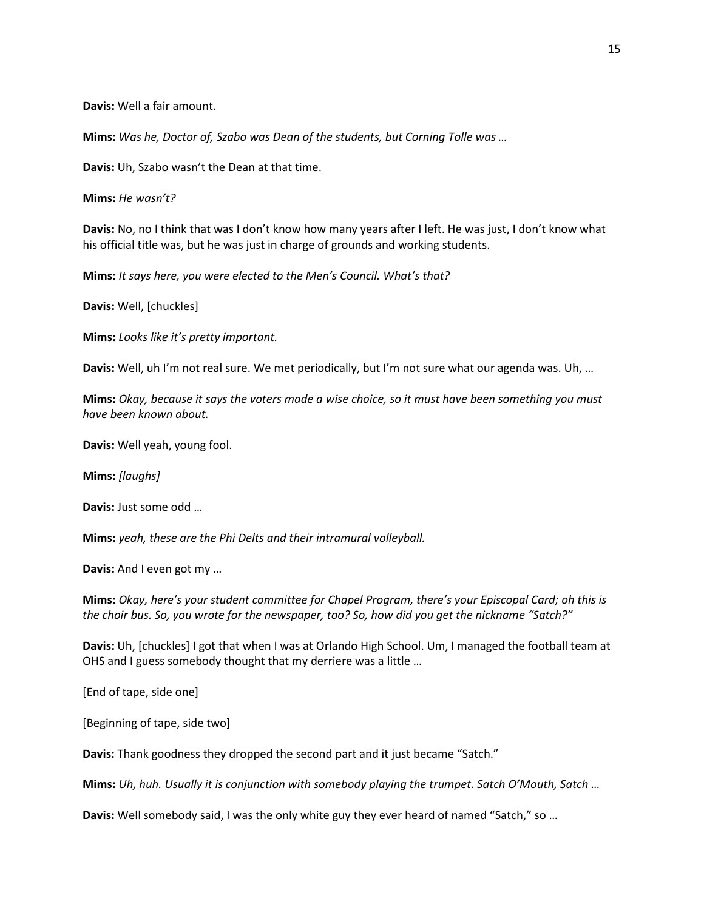**Davis:** Well a fair amount.

**Mims:** *Was he, Doctor of, Szabo was Dean of the students, but Corning Tolle was …*

**Davis:** Uh, Szabo wasn't the Dean at that time.

**Mims:** *He wasn't?*

**Davis:** No, no I think that was I don't know how many years after I left. He was just, I don't know what his official title was, but he was just in charge of grounds and working students.

**Mims:** *It says here, you were elected to the Men's Council. What's that?*

**Davis:** Well, [chuckles]

**Mims:** *Looks like it's pretty important.*

**Davis:** Well, uh I'm not real sure. We met periodically, but I'm not sure what our agenda was. Uh, …

**Mims:** *Okay, because it says the voters made a wise choice, so it must have been something you must have been known about.*

**Davis:** Well yeah, young fool.

**Mims:** *[laughs]*

**Davis:** Just some odd …

**Mims:** *yeah, these are the Phi Delts and their intramural volleyball.*

**Davis:** And I even got my …

**Mims:** *Okay, here's your student committee for Chapel Program, there's your Episcopal Card; oh this is the choir bus. So, you wrote for the newspaper, too? So, how did you get the nickname "Satch?"*

**Davis:** Uh, [chuckles] I got that when I was at Orlando High School. Um, I managed the football team at OHS and I guess somebody thought that my derriere was a little …

[End of tape, side one]

[Beginning of tape, side two]

**Davis:** Thank goodness they dropped the second part and it just became "Satch."

**Mims:** *Uh, huh. Usually it is conjunction with somebody playing the trumpet. Satch O'Mouth, Satch …*

**Davis:** Well somebody said, I was the only white guy they ever heard of named "Satch," so …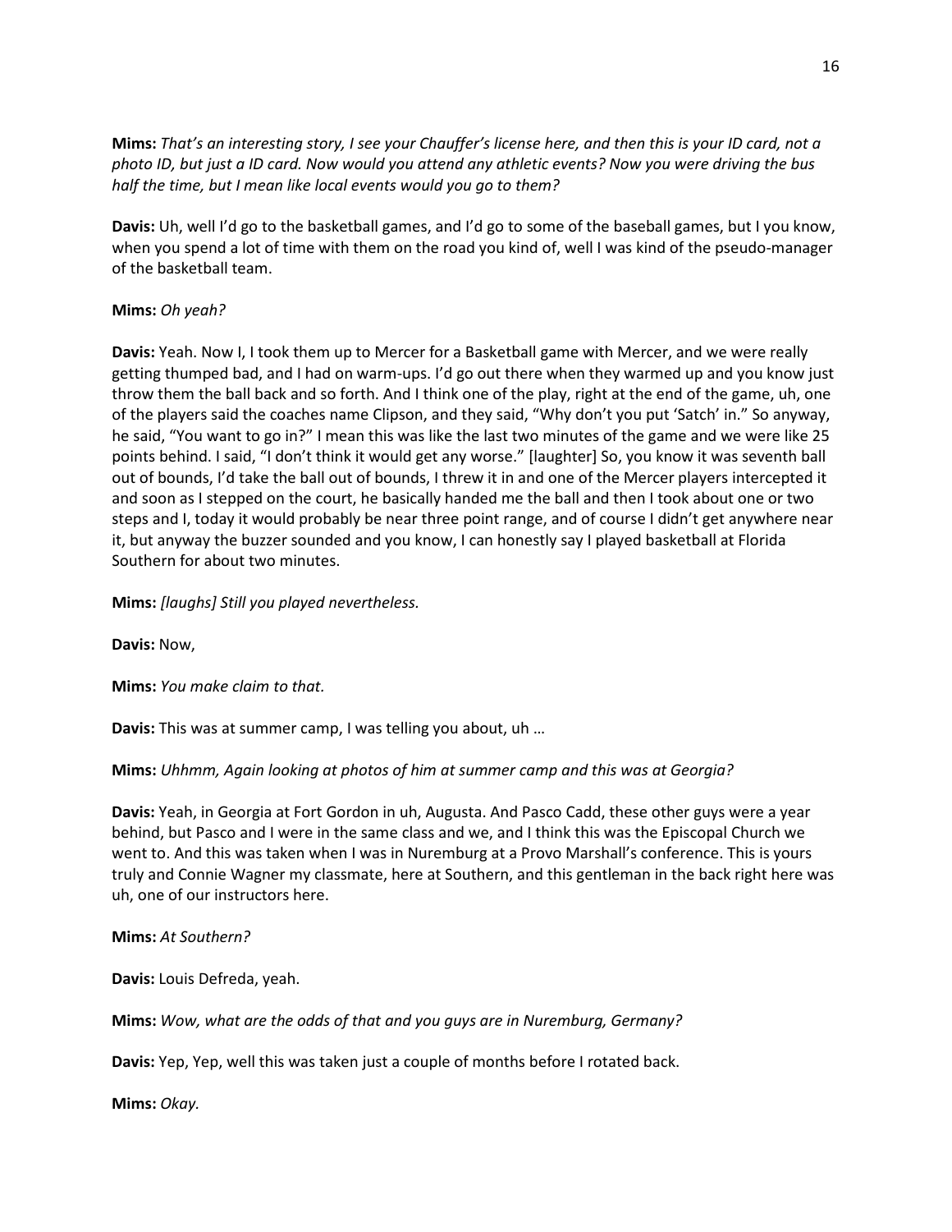**Mims:** *That's an interesting story, I see your Chauffer's license here, and then this is your ID card, not a photo ID, but just a ID card. Now would you attend any athletic events? Now you were driving the bus half the time, but I mean like local events would you go to them?*

**Davis:** Uh, well I'd go to the basketball games, and I'd go to some of the baseball games, but I you know, when you spend a lot of time with them on the road you kind of, well I was kind of the pseudo-manager of the basketball team.

**Mims:** *Oh yeah?*

**Davis:** Yeah. Now I, I took them up to Mercer for a Basketball game with Mercer, and we were really getting thumped bad, and I had on warm-ups. I'd go out there when they warmed up and you know just throw them the ball back and so forth. And I think one of the play, right at the end of the game, uh, one of the players said the coaches name Clipson, and they said, "Why don't you put 'Satch' in." So anyway, he said, "You want to go in?" I mean this was like the last two minutes of the game and we were like 25 points behind. I said, "I don't think it would get any worse." [laughter] So, you know it was seventh ball out of bounds, I'd take the ball out of bounds, I threw it in and one of the Mercer players intercepted it and soon as I stepped on the court, he basically handed me the ball and then I took about one or two steps and I, today it would probably be near three point range, and of course I didn't get anywhere near it, but anyway the buzzer sounded and you know, I can honestly say I played basketball at Florida Southern for about two minutes.

**Mims:** *[laughs] Still you played nevertheless.*

**Davis:** Now,

**Mims:** *You make claim to that.*

**Davis:** This was at summer camp, I was telling you about, uh …

**Mims:** *Uhhmm, Again looking at photos of him at summer camp and this was at Georgia?*

**Davis:** Yeah, in Georgia at Fort Gordon in uh, Augusta. And Pasco Cadd, these other guys were a year behind, but Pasco and I were in the same class and we, and I think this was the Episcopal Church we went to. And this was taken when I was in Nuremburg at a Provo Marshall's conference. This is yours truly and Connie Wagner my classmate, here at Southern, and this gentleman in the back right here was uh, one of our instructors here.

**Mims:** *At Southern?*

**Davis:** Louis Defreda, yeah.

**Mims:** *Wow, what are the odds of that and you guys are in Nuremburg, Germany?*

**Davis:** Yep, Yep, well this was taken just a couple of months before I rotated back.

**Mims:** *Okay.*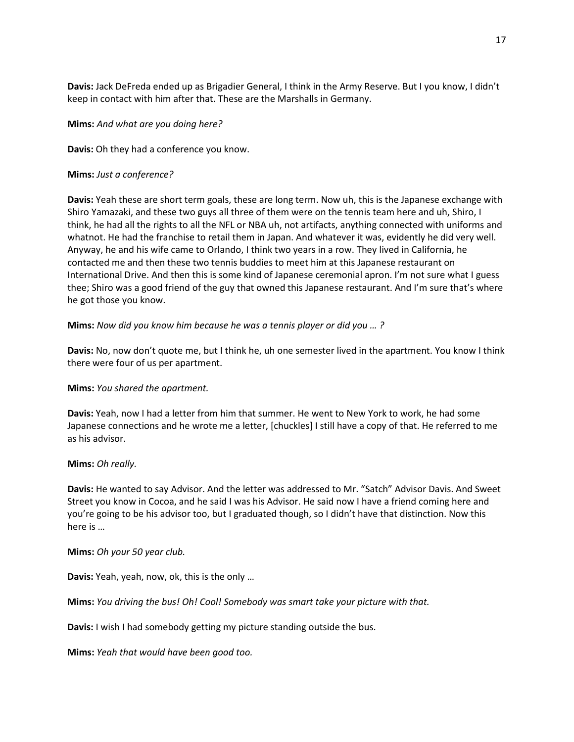**Davis:** Jack DeFreda ended up as Brigadier General, I think in the Army Reserve. But I you know, I didn't keep in contact with him after that. These are the Marshalls in Germany.

**Mims:** *And what are you doing here?*

**Davis:** Oh they had a conference you know.

**Mims:** *Just a conference?*

**Davis:** Yeah these are short term goals, these are long term. Now uh, this is the Japanese exchange with Shiro Yamazaki, and these two guys all three of them were on the tennis team here and uh, Shiro, I think, he had all the rights to all the NFL or NBA uh, not artifacts, anything connected with uniforms and whatnot. He had the franchise to retail them in Japan. And whatever it was, evidently he did very well. Anyway, he and his wife came to Orlando, I think two years in a row. They lived in California, he contacted me and then these two tennis buddies to meet him at this Japanese restaurant on International Drive. And then this is some kind of Japanese ceremonial apron. I'm not sure what I guess thee; Shiro was a good friend of the guy that owned this Japanese restaurant. And I'm sure that's where he got those you know.

**Mims:** *Now did you know him because he was a tennis player or did you … ?*

**Davis:** No, now don't quote me, but I think he, uh one semester lived in the apartment. You know I think there were four of us per apartment.

**Mims:** *You shared the apartment.*

**Davis:** Yeah, now I had a letter from him that summer. He went to New York to work, he had some Japanese connections and he wrote me a letter, [chuckles] I still have a copy of that. He referred to me as his advisor.

**Mims:** *Oh really.*

**Davis:** He wanted to say Advisor. And the letter was addressed to Mr. "Satch" Advisor Davis. And Sweet Street you know in Cocoa, and he said I was his Advisor. He said now I have a friend coming here and you're going to be his advisor too, but I graduated though, so I didn't have that distinction. Now this here is …

**Mims:** *Oh your 50 year club.*

**Davis:** Yeah, yeah, now, ok, this is the only …

**Mims:** *You driving the bus! Oh! Cool! Somebody was smart take your picture with that.*

**Davis:** I wish I had somebody getting my picture standing outside the bus.

**Mims:** *Yeah that would have been good too.*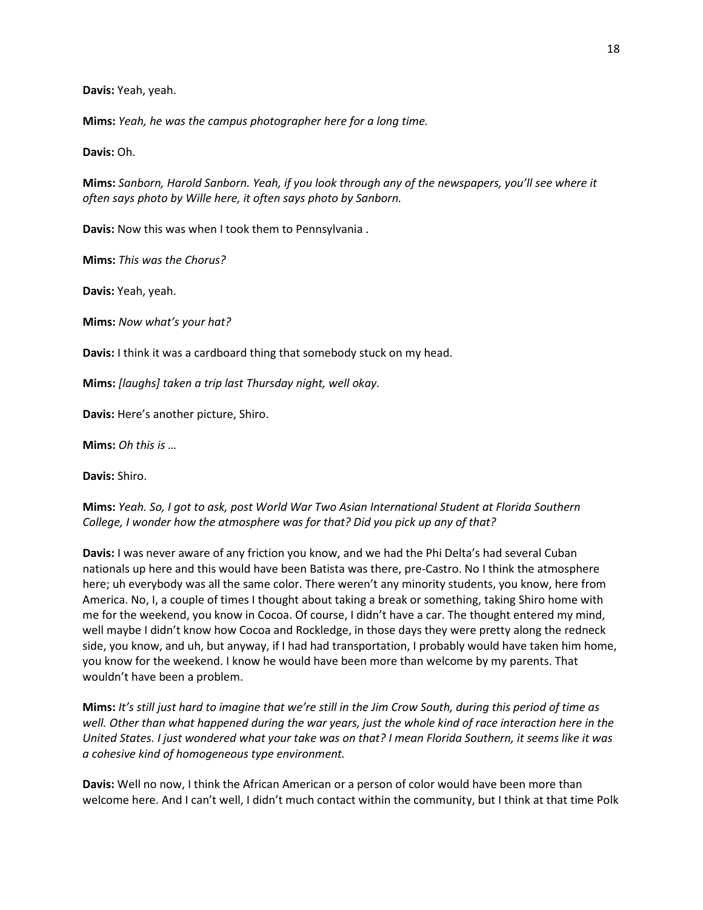**Davis:** Yeah, yeah.

**Mims:** *Yeah, he was the campus photographer here for a long time.*

**Davis:** Oh.

**Mims:** *Sanborn, Harold Sanborn. Yeah, if you look through any of the newspapers, you'll see where it often says photo by Wille here, it often says photo by Sanborn.*

**Davis:** Now this was when I took them to Pennsylvania .

**Mims:** *This was the Chorus?*

**Davis:** Yeah, yeah.

**Mims:** *Now what's your hat?*

**Davis:** I think it was a cardboard thing that somebody stuck on my head.

**Mims:** *[laughs] taken a trip last Thursday night, well okay.*

**Davis:** Here's another picture, Shiro.

**Mims:** *Oh this is …*

**Davis:** Shiro.

**Mims:** *Yeah. So, I got to ask, post World War Two Asian International Student at Florida Southern College, I wonder how the atmosphere was for that? Did you pick up any of that?*

**Davis:** I was never aware of any friction you know, and we had the Phi Delta's had several Cuban nationals up here and this would have been Batista was there, pre-Castro. No I think the atmosphere here; uh everybody was all the same color. There weren't any minority students, you know, here from America. No, I, a couple of times I thought about taking a break or something, taking Shiro home with me for the weekend, you know in Cocoa. Of course, I didn't have a car. The thought entered my mind, well maybe I didn't know how Cocoa and Rockledge, in those days they were pretty along the redneck side, you know, and uh, but anyway, if I had had transportation, I probably would have taken him home, you know for the weekend. I know he would have been more than welcome by my parents. That wouldn't have been a problem.

**Mims:** *It's still just hard to imagine that we're still in the Jim Crow South, during this period of time as well. Other than what happened during the war years, just the whole kind of race interaction here in the United States. I just wondered what your take was on that? I mean Florida Southern, it seems like it was a cohesive kind of homogeneous type environment.*

**Davis:** Well no now, I think the African American or a person of color would have been more than welcome here. And I can't well, I didn't much contact within the community, but I think at that time Polk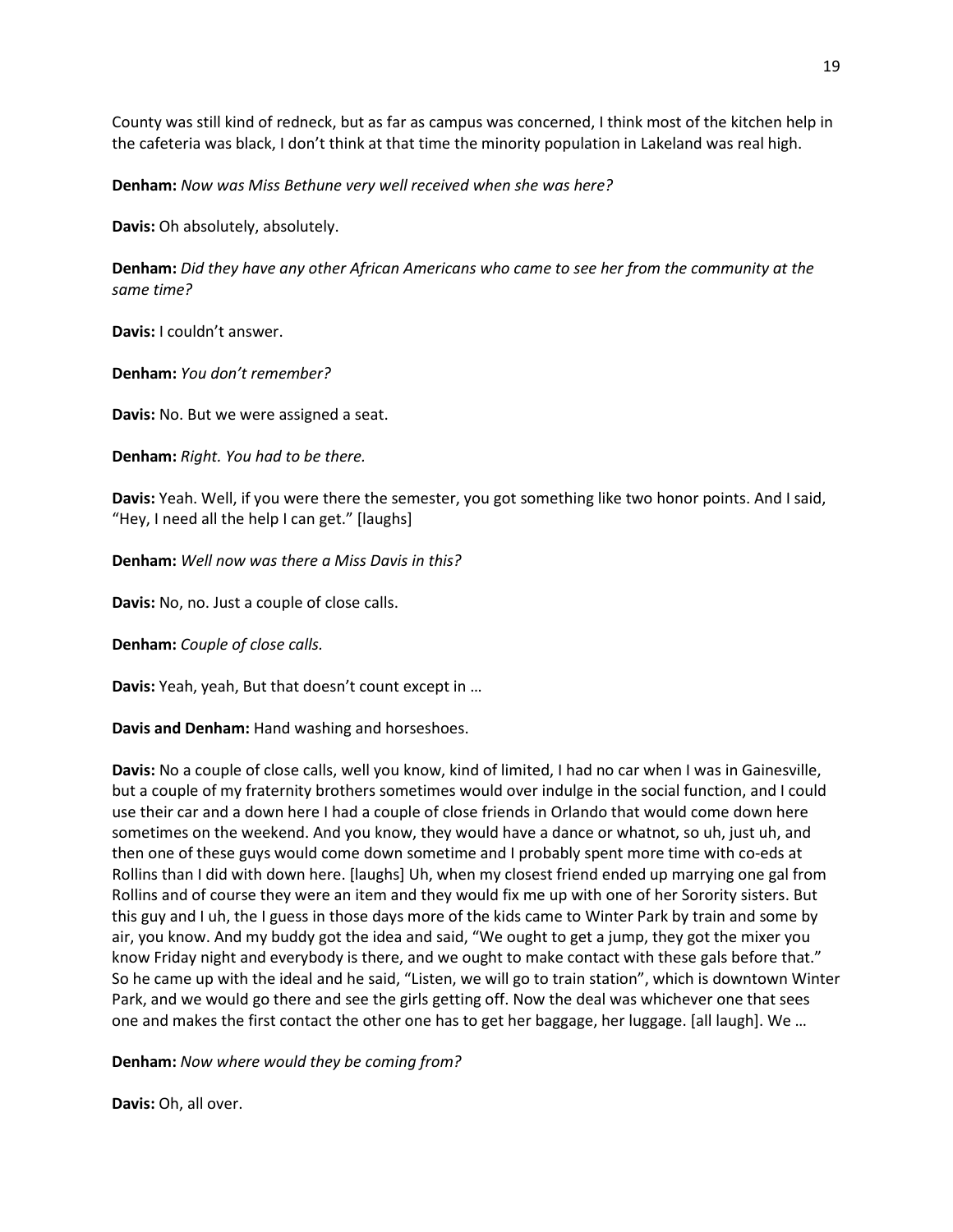County was still kind of redneck, but as far as campus was concerned, I think most of the kitchen help in the cafeteria was black, I don't think at that time the minority population in Lakeland was real high.

**Denham:** *Now was Miss Bethune very well received when she was here?*

**Davis:** Oh absolutely, absolutely.

**Denham:** *Did they have any other African Americans who came to see her from the community at the same time?*

**Davis:** I couldn't answer.

**Denham:** *You don't remember?*

**Davis:** No. But we were assigned a seat.

**Denham:** *Right. You had to be there.*

**Davis:** Yeah. Well, if you were there the semester, you got something like two honor points. And I said, "Hey, I need all the help I can get." [laughs]

**Denham:** *Well now was there a Miss Davis in this?*

**Davis:** No, no. Just a couple of close calls.

**Denham:** *Couple of close calls.*

**Davis:** Yeah, yeah, But that doesn't count except in …

**Davis and Denham:** Hand washing and horseshoes.

**Davis:** No a couple of close calls, well you know, kind of limited, I had no car when I was in Gainesville, but a couple of my fraternity brothers sometimes would over indulge in the social function, and I could use their car and a down here I had a couple of close friends in Orlando that would come down here sometimes on the weekend. And you know, they would have a dance or whatnot, so uh, just uh, and then one of these guys would come down sometime and I probably spent more time with co-eds at Rollins than I did with down here. [laughs] Uh, when my closest friend ended up marrying one gal from Rollins and of course they were an item and they would fix me up with one of her Sorority sisters. But this guy and I uh, the I guess in those days more of the kids came to Winter Park by train and some by air, you know. And my buddy got the idea and said, "We ought to get a jump, they got the mixer you know Friday night and everybody is there, and we ought to make contact with these gals before that." So he came up with the ideal and he said, "Listen, we will go to train station", which is downtown Winter Park, and we would go there and see the girls getting off. Now the deal was whichever one that sees one and makes the first contact the other one has to get her baggage, her luggage. [all laugh]. We …

**Denham:** *Now where would they be coming from?*

**Davis:** Oh, all over.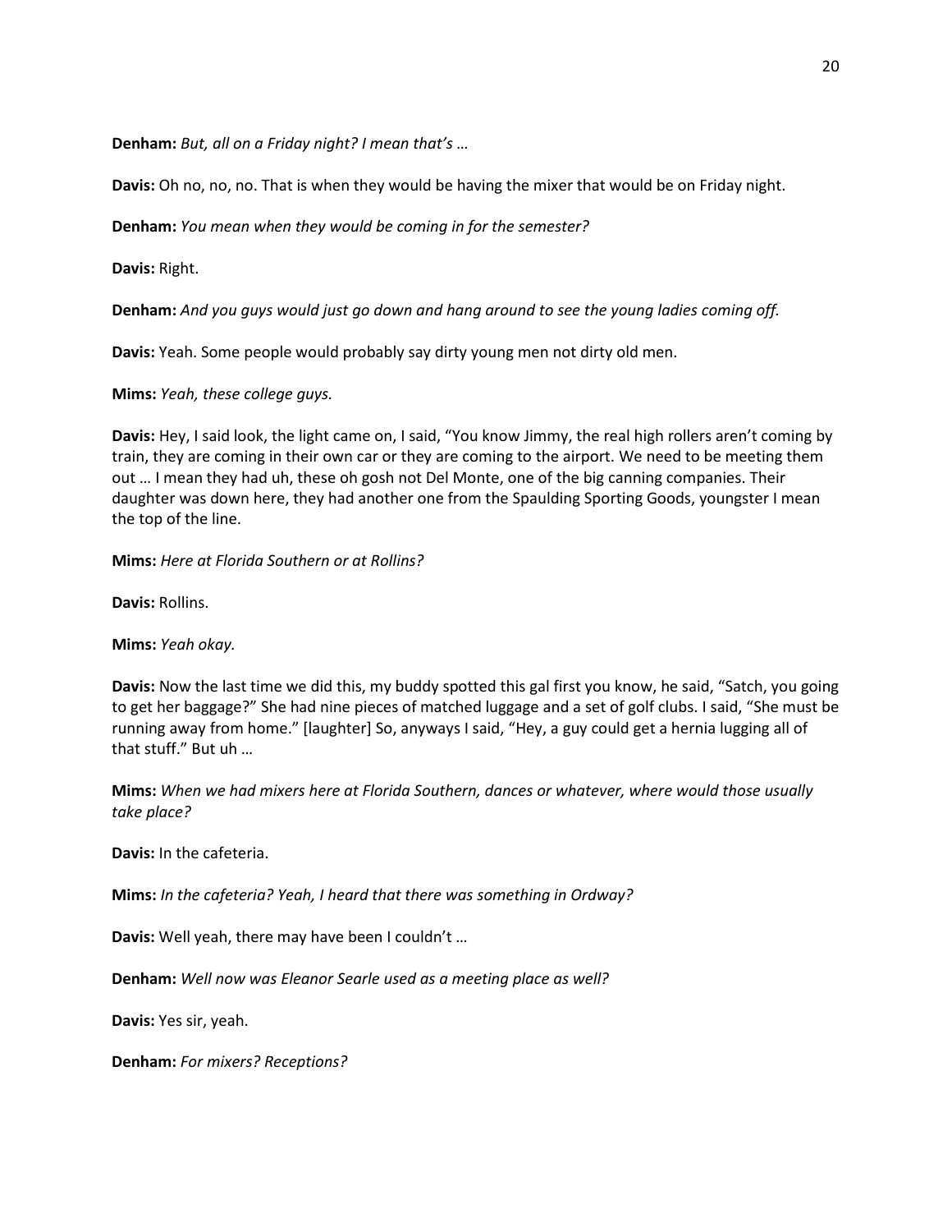**Denham:** *But, all on a Friday night? I mean that's …*

**Davis:** Oh no, no, no. That is when they would be having the mixer that would be on Friday night.

**Denham:** *You mean when they would be coming in for the semester?*

**Davis:** Right.

**Denham:** *And you guys would just go down and hang around to see the young ladies coming off.*

**Davis:** Yeah. Some people would probably say dirty young men not dirty old men.

**Mims:** *Yeah, these college guys.*

**Davis:** Hey, I said look, the light came on, I said, "You know Jimmy, the real high rollers aren't coming by train, they are coming in their own car or they are coming to the airport. We need to be meeting them out … I mean they had uh, these oh gosh not Del Monte, one of the big canning companies. Their daughter was down here, they had another one from the Spaulding Sporting Goods, youngster I mean the top of the line.

**Mims:** *Here at Florida Southern or at Rollins?*

**Davis:** Rollins.

**Mims:** *Yeah okay.*

**Davis:** Now the last time we did this, my buddy spotted this gal first you know, he said, "Satch, you going to get her baggage?" She had nine pieces of matched luggage and a set of golf clubs. I said, "She must be running away from home." [laughter] So, anyways I said, "Hey, a guy could get a hernia lugging all of that stuff." But uh …

**Mims:** *When we had mixers here at Florida Southern, dances or whatever, where would those usually take place?*

**Davis:** In the cafeteria.

**Mims:** *In the cafeteria? Yeah, I heard that there was something in Ordway?*

**Davis:** Well yeah, there may have been I couldn't …

**Denham:** *Well now was Eleanor Searle used as a meeting place as well?*

**Davis:** Yes sir, yeah.

**Denham:** *For mixers? Receptions?*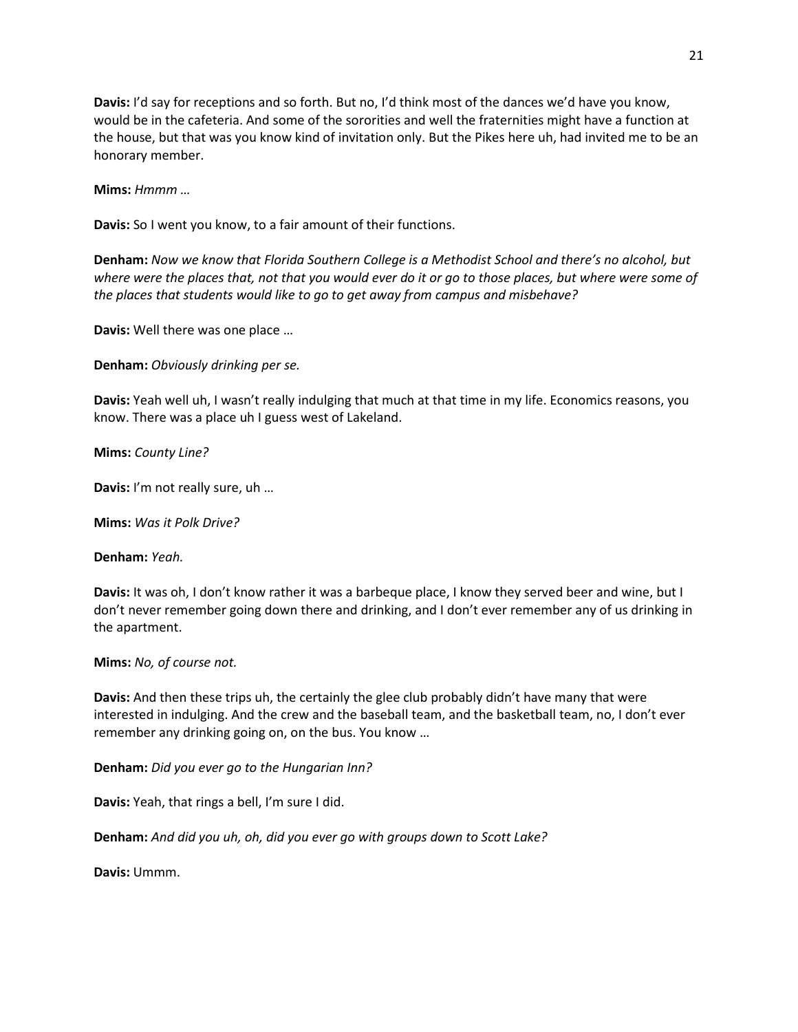**Davis:** I'd say for receptions and so forth. But no, I'd think most of the dances we'd have you know, would be in the cafeteria. And some of the sororities and well the fraternities might have a function at the house, but that was you know kind of invitation only. But the Pikes here uh, had invited me to be an honorary member.

**Mims:** *Hmmm …*

**Davis:** So I went you know, to a fair amount of their functions.

**Denham:** *Now we know that Florida Southern College is a Methodist School and there's no alcohol, but where were the places that, not that you would ever do it or go to those places, but where were some of the places that students would like to go to get away from campus and misbehave?*

**Davis:** Well there was one place …

**Denham:** *Obviously drinking per se.*

**Davis:** Yeah well uh, I wasn't really indulging that much at that time in my life. Economics reasons, you know. There was a place uh I guess west of Lakeland.

**Mims:** *County Line?*

**Davis:** I'm not really sure, uh …

**Mims:** *Was it Polk Drive?*

**Denham:** *Yeah.*

**Davis:** It was oh, I don't know rather it was a barbeque place, I know they served beer and wine, but I don't never remember going down there and drinking, and I don't ever remember any of us drinking in the apartment.

**Mims:** *No, of course not.*

**Davis:** And then these trips uh, the certainly the glee club probably didn't have many that were interested in indulging. And the crew and the baseball team, and the basketball team, no, I don't ever remember any drinking going on, on the bus. You know …

**Denham:** *Did you ever go to the Hungarian Inn?*

**Davis:** Yeah, that rings a bell, I'm sure I did.

**Denham:** *And did you uh, oh, did you ever go with groups down to Scott Lake?*

**Davis:** Ummm.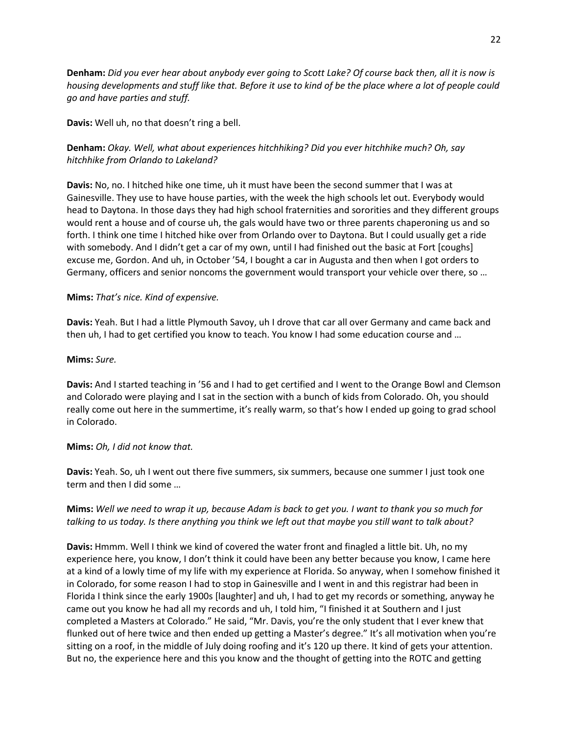**Denham:** *Did you ever hear about anybody ever going to Scott Lake? Of course back then, all it is now is housing developments and stuff like that. Before it use to kind of be the place where a lot of people could go and have parties and stuff.*

**Davis:** Well uh, no that doesn't ring a bell.

**Denham:** *Okay. Well, what about experiences hitchhiking? Did you ever hitchhike much? Oh, say hitchhike from Orlando to Lakeland?*

**Davis:** No, no. I hitched hike one time, uh it must have been the second summer that I was at Gainesville. They use to have house parties, with the week the high schools let out. Everybody would head to Daytona. In those days they had high school fraternities and sororities and they different groups would rent a house and of course uh, the gals would have two or three parents chaperoning us and so forth. I think one time I hitched hike over from Orlando over to Daytona. But I could usually get a ride with somebody. And I didn't get a car of my own, until I had finished out the basic at Fort [coughs] excuse me, Gordon. And uh, in October '54, I bought a car in Augusta and then when I got orders to Germany, officers and senior noncoms the government would transport your vehicle over there, so …

**Mims:** *That's nice. Kind of expensive.*

**Davis:** Yeah. But I had a little Plymouth Savoy, uh I drove that car all over Germany and came back and then uh, I had to get certified you know to teach. You know I had some education course and …

**Mims:** *Sure.*

**Davis:** And I started teaching in '56 and I had to get certified and I went to the Orange Bowl and Clemson and Colorado were playing and I sat in the section with a bunch of kids from Colorado. Oh, you should really come out here in the summertime, it's really warm, so that's how I ended up going to grad school in Colorado.

**Mims:** *Oh, I did not know that.*

**Davis:** Yeah. So, uh I went out there five summers, six summers, because one summer I just took one term and then I did some …

**Mims:** *Well we need to wrap it up, because Adam is back to get you. I want to thank you so much for talking to us today. Is there anything you think we left out that maybe you still want to talk about?*

**Davis:** Hmmm. Well I think we kind of covered the water front and finagled a little bit. Uh, no my experience here, you know, I don't think it could have been any better because you know, I came here at a kind of a lowly time of my life with my experience at Florida. So anyway, when I somehow finished it in Colorado, for some reason I had to stop in Gainesville and I went in and this registrar had been in Florida I think since the early 1900s [laughter] and uh, I had to get my records or something, anyway he came out you know he had all my records and uh, I told him, "I finished it at Southern and I just completed a Masters at Colorado." He said, "Mr. Davis, you're the only student that I ever knew that flunked out of here twice and then ended up getting a Master's degree." It's all motivation when you're sitting on a roof, in the middle of July doing roofing and it's 120 up there. It kind of gets your attention. But no, the experience here and this you know and the thought of getting into the ROTC and getting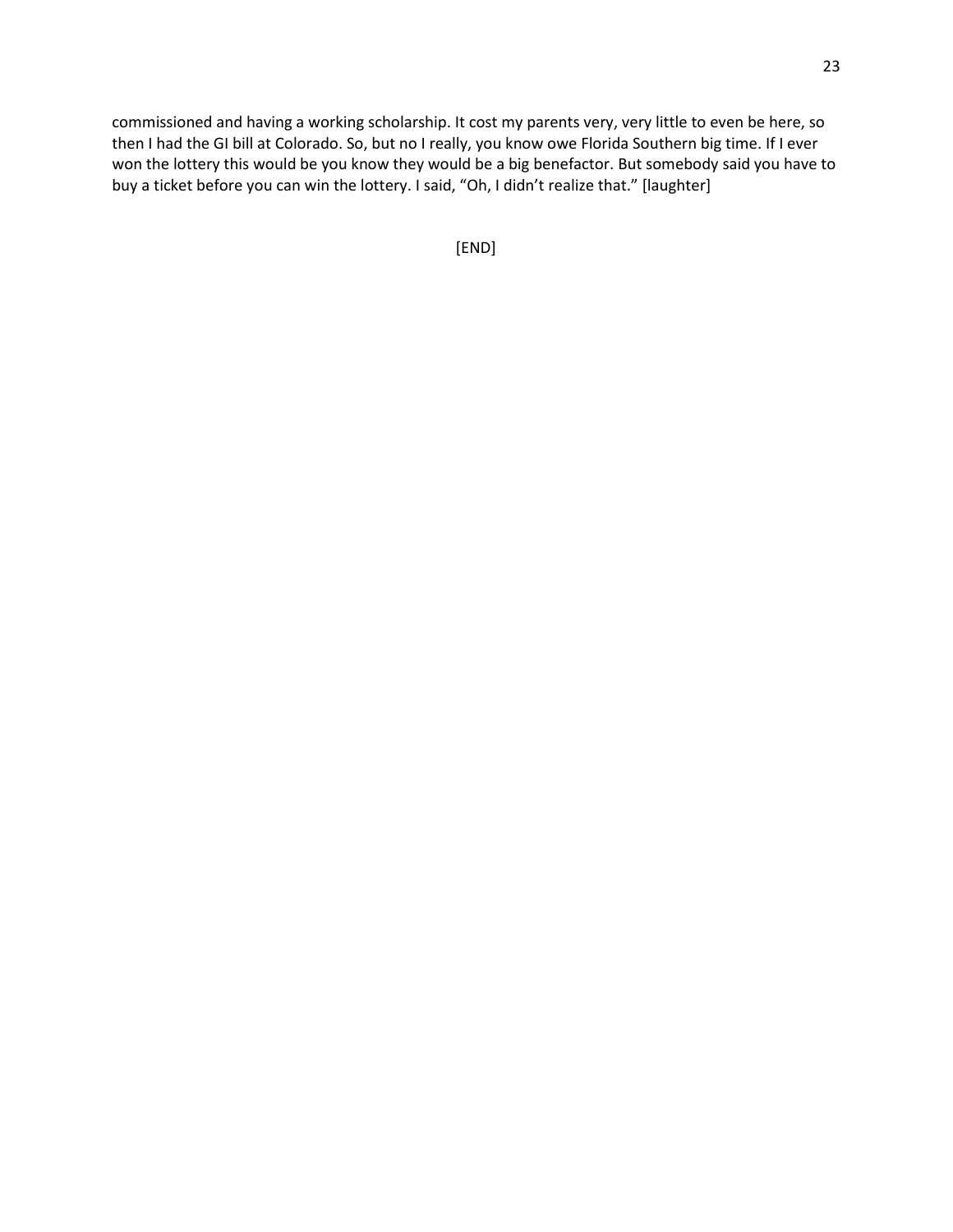commissioned and having a working scholarship. It cost my parents very, very little to even be here, so then I had the GI bill at Colorado. So, but no I really, you know owe Florida Southern big time. If I ever won the lottery this would be you know they would be a big benefactor. But somebody said you have to buy a ticket before you can win the lottery. I said, "Oh, I didn't realize that." [laughter]

[END]